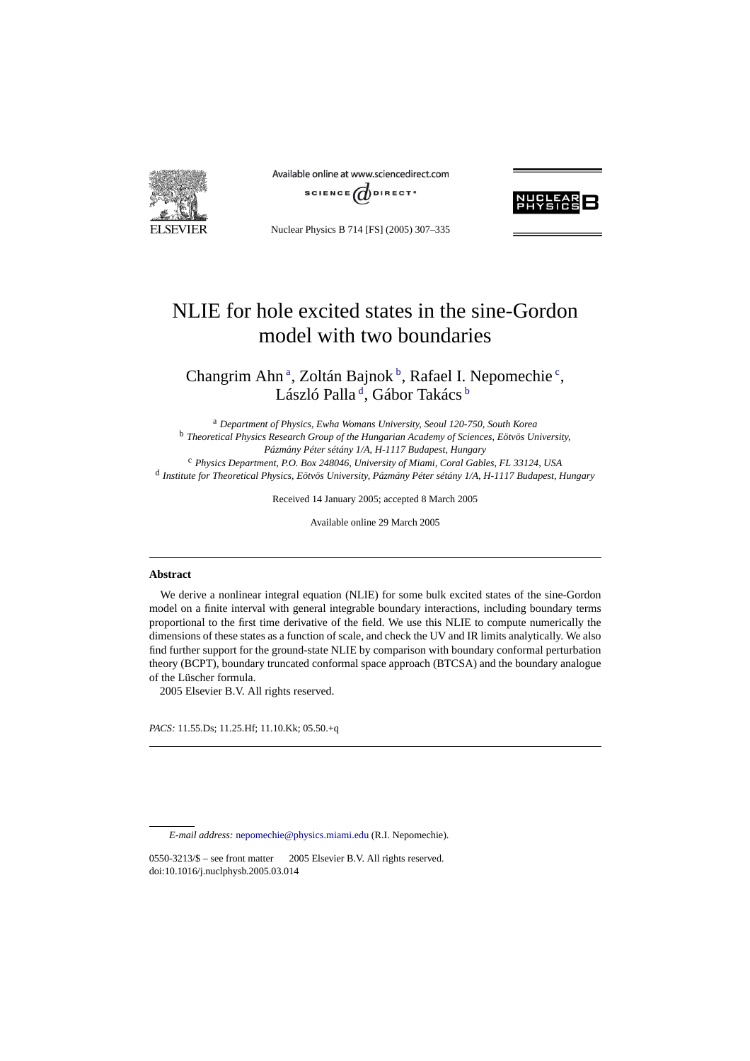# NLIE for hole excited states in the sine-Gordon model with two boundaries

Changrim Ahn [a], Zoltán Bajnok [b], Rafael I. Nepomechie [c], László Palla [d], Gábor Takács [b]

[a] *Department of Physics, Ewha Womans University, Seoul 120-750, South Korea*
[b] *Theoretical Physics Research Group of the Hungarian Academy of Sciences, Eötvös University, Pázmány Péter sétány 1/A, H-1117 Budapest, Hungary*
[c] *Physics Department, P.O. Box 248046, University of Miami, Coral Gables, FL 33124, USA*
[d] *Institute for Theoretical Physics, Eötvös University, Pázmány Péter sétány 1/A, H-1117 Budapest, Hungary*

Received 14 January 2005; accepted 8 March 2005

Available online 29 March 2005

## Abstract

We derive a nonlinear integral equation (NLIE) for some bulk excited states of the sine-Gordon model on a finite interval with general integrable boundary interactions, including boundary terms proportional to the first time derivative of the field. We use this NLIE to compute numerically the dimensions of these states as a function of scale, and check the UV and IR limits analytically. We also find further support for the ground-state NLIE by comparison with boundary conformal perturbation theory (BCPT), boundary truncated conformal space approach (BTCSA) and the boundary analogue of the Lüscher formula.

2005 Elsevier B.V. All rights reserved.

*PACS:* 11.55.Ds; 11.25.Hf; 11.10.Kk; 05.50.+q

*E-mail address:* nepomechie@physics.miami.edu (R.I. Nepomechie).

0550-3213/$ – see front matter 2005 Elsevier B.V. All rights reserved.
doi:10.1016/j.nuclphysb.2005.03.014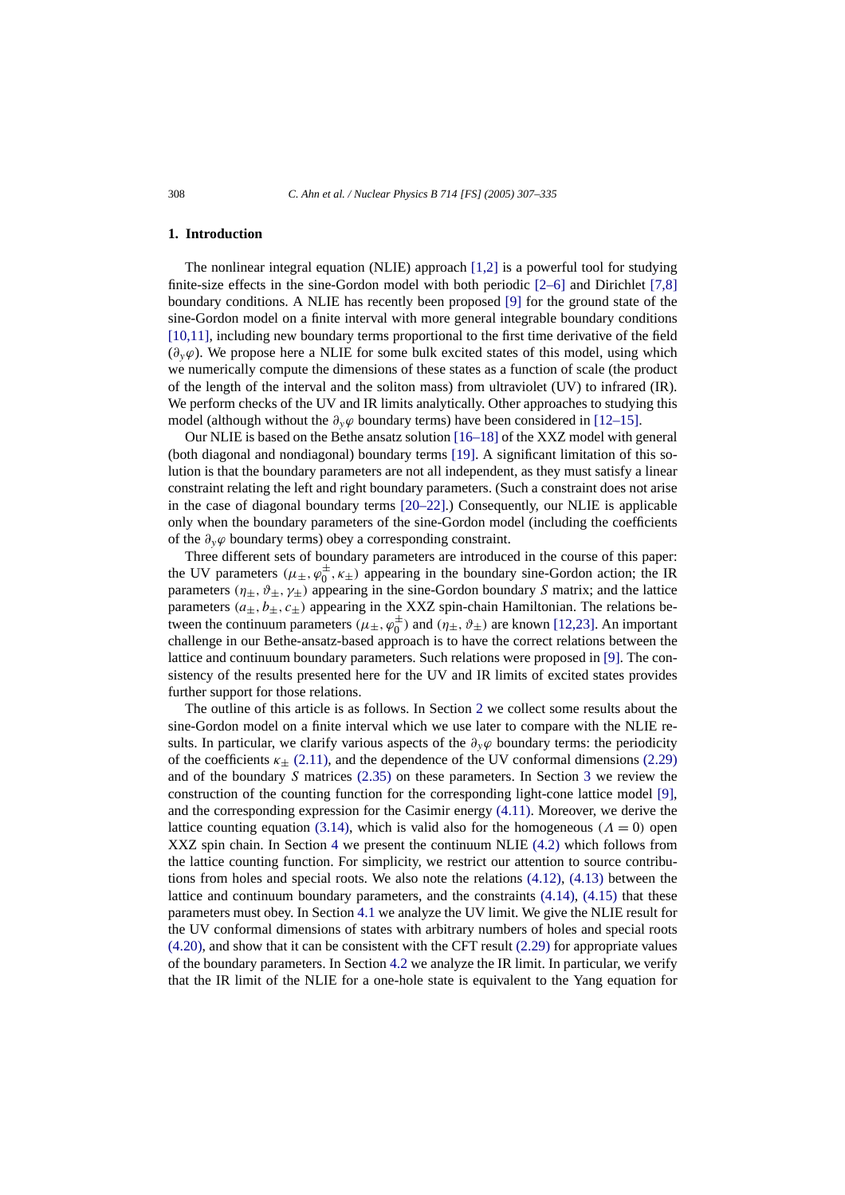## 1. Introduction

The nonlinear integral equation (NLIE) approach [1,2] is a powerful tool for studying finite-size effects in the sine-Gordon model with both periodic [2–6] and Dirichlet [7,8] boundary conditions. A NLIE has recently been proposed [9] for the ground state of the sine-Gordon model on a finite interval with more general integrable boundary conditions [10,11], including new boundary terms proportional to the first time derivative of the field ($\partial_y \varphi$). We propose here a NLIE for some bulk excited states of this model, using which we numerically compute the dimensions of these states as a function of scale (the product of the length of the interval and the soliton mass) from ultraviolet (UV) to infrared (IR). We perform checks of the UV and IR limits analytically. Other approaches to studying this model (although without the $\partial_y \varphi$ boundary terms) have been considered in [12–15].

Our NLIE is based on the Bethe ansatz solution [16–18] of the XXZ model with general (both diagonal and nondiagonal) boundary terms [19]. A significant limitation of this solution is that the boundary parameters are not all independent, as they must satisfy a linear constraint relating the left and right boundary parameters. (Such a constraint does not arise in the case of diagonal boundary terms [20–22].) Consequently, our NLIE is applicable only when the boundary parameters of the sine-Gordon model (including the coefficients of the $\partial_y \varphi$ boundary terms) obey a corresponding constraint.

Three different sets of boundary parameters are introduced in the course of this paper: the UV parameters $(\mu_\pm, \varphi_0^\pm, \kappa_\pm)$ appearing in the boundary sine-Gordon action; the IR parameters $(\eta_\pm, \vartheta_\pm, \gamma_\pm)$ appearing in the sine-Gordon boundary $S$ matrix; and the lattice parameters $(a_\pm, b_\pm, c_\pm)$ appearing in the XXZ spin-chain Hamiltonian. The relations between the continuum parameters $(\mu_\pm, \varphi_0^\pm)$ and $(\eta_\pm, \vartheta_\pm)$ are known [12,23]. An important challenge in our Bethe-ansatz-based approach is to have the correct relations between the lattice and continuum boundary parameters. Such relations were proposed in [9]. The consistency of the results presented here for the UV and IR limits of excited states provides further support for those relations.

The outline of this article is as follows. In Section 2 we collect some results about the sine-Gordon model on a finite interval which we use later to compare with the NLIE results. In particular, we clarify various aspects of the $\partial_y \varphi$ boundary terms: the periodicity of the coefficients $\kappa_\pm$ (2.11), and the dependence of the UV conformal dimensions (2.29) and of the boundary $S$ matrices (2.35) on these parameters. In Section 3 we review the construction of the counting function for the corresponding light-cone lattice model [9], and the corresponding expression for the Casimir energy (4.11). Moreover, we derive the lattice counting equation (3.14), which is valid also for the homogeneous ($\Lambda = 0$) open XXZ spin chain. In Section 4 we present the continuum NLIE (4.2) which follows from the lattice counting function. For simplicity, we restrict our attention to source contributions from holes and special roots. We also note the relations (4.12), (4.13) between the lattice and continuum boundary parameters, and the constraints (4.14), (4.15) that these parameters must obey. In Section 4.1 we analyze the UV limit. We give the NLIE result for the UV conformal dimensions of states with arbitrary numbers of holes and special roots (4.20), and show that it can be consistent with the CFT result (2.29) for appropriate values of the boundary parameters. In Section 4.2 we analyze the IR limit. In particular, we verify that the IR limit of the NLIE for a one-hole state is equivalent to the Yang equation for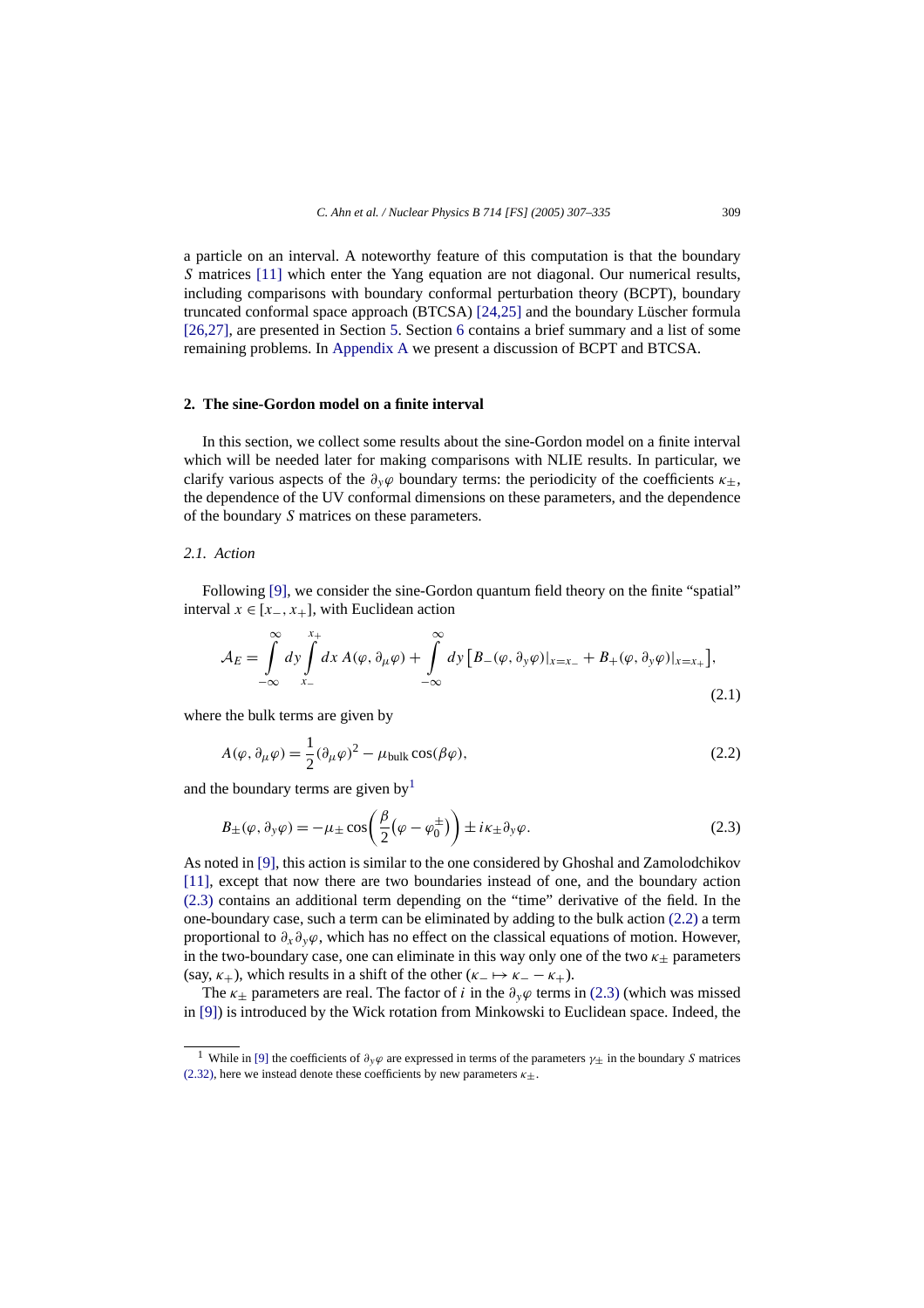a particle on an interval. A noteworthy feature of this computation is that the boundary $S$ matrices [11] which enter the Yang equation are not diagonal. Our numerical results, including comparisons with boundary conformal perturbation theory (BCPT), boundary truncated conformal space approach (BTCSA) [24,25] and the boundary Lüscher formula [26,27], are presented in Section 5. Section 6 contains a brief summary and a list of some remaining problems. In Appendix A we present a discussion of BCPT and BTCSA.

## 2. The sine-Gordon model on a finite interval

In this section, we collect some results about the sine-Gordon model on a finite interval which will be needed later for making comparisons with NLIE results. In particular, we clarify various aspects of the $\partial_y \varphi$ boundary terms: the periodicity of the coefficients $\kappa_\pm$, the dependence of the UV conformal dimensions on these parameters, and the dependence of the boundary $S$ matrices on these parameters.

### 2.1. Action

Following [9], we consider the sine-Gordon quantum field theory on the finite "spatial" interval $x \in [x_-, x_+]$, with Euclidean action

$$\mathcal{A}_E = \int_{-\infty}^{\infty} dy \int_{x_-}^{x_+} dx\, A(\varphi, \partial_\mu \varphi) + \int_{-\infty}^{\infty} dy \left[ B_-(\varphi, \partial_y \varphi)|_{x=x_-} + B_+(\varphi, \partial_y \varphi)|_{x=x_+} \right], \tag{2.1}$$

where the bulk terms are given by

$$A(\varphi, \partial_\mu \varphi) = \frac{1}{2}(\partial_\mu \varphi)^2 - \mu_{\text{bulk}} \cos(\beta\varphi), \tag{2.2}$$

and the boundary terms are given by[1]

$$B_\pm(\varphi, \partial_y \varphi) = -\mu_\pm \cos\left(\frac{\beta}{2}\left(\varphi - \varphi_0^\pm\right)\right) \pm i\kappa_\pm \partial_y \varphi. \tag{2.3}$$

As noted in [9], this action is similar to the one considered by Ghoshal and Zamolodchikov [11], except that now there are two boundaries instead of one, and the boundary action (2.3) contains an additional term depending on the "time" derivative of the field. In the one-boundary case, such a term can be eliminated by adding to the bulk action (2.2) a term proportional to $\partial_x \partial_y \varphi$, which has no effect on the classical equations of motion. However, in the two-boundary case, one can eliminate in this way only one of the two $\kappa_\pm$ parameters (say, $\kappa_+$), which results in a shift of the other ($\kappa_- \mapsto \kappa_- - \kappa_+$).

The $\kappa_\pm$ parameters are real. The factor of $i$ in the $\partial_y \varphi$ terms in (2.3) (which was missed in [9]) is introduced by the Wick rotation from Minkowski to Euclidean space. Indeed, the

[1] While in [9] the coefficients of $\partial_y \varphi$ are expressed in terms of the parameters $\gamma_\pm$ in the boundary $S$ matrices (2.32), here we instead denote these coefficients by new parameters $\kappa_\pm$.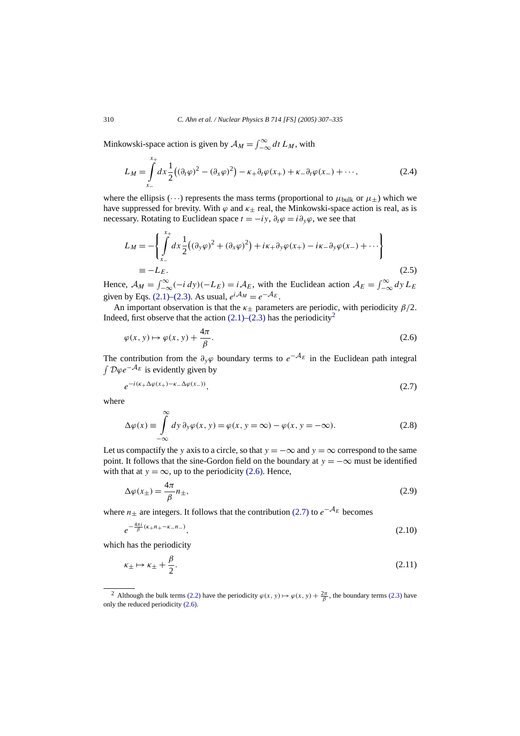Minkowski-space action is given by $\mathcal{A}_M = \int_{-\infty}^{\infty} dt\, L_M$, with

$$L_M = \int_{x_-}^{x_+} dx \frac{1}{2}\left((\partial_t \varphi)^2 - (\partial_x \varphi)^2\right) - \kappa_+ \partial_t \varphi(x_+) + \kappa_- \partial_t \varphi(x_-) + \cdots, \tag{2.4}$$

where the ellipsis $(\cdots)$ represents the mass terms (proportional to $\mu_{\text{bulk}}$ or $\mu_\pm$) which we have suppressed for brevity. With $\varphi$ and $\kappa_\pm$ real, the Minkowski-space action is real, as is necessary. Rotating to Euclidean space $t = -iy$, $\partial_t \varphi = i\partial_y \varphi$, we see that

$$\begin{aligned} L_M &= -\left\{ \int_{x_-}^{x_+} dx \frac{1}{2}\left((\partial_y \varphi)^2 + (\partial_x \varphi)^2\right) + i\kappa_+ \partial_y \varphi(x_+) - i\kappa_- \partial_y \varphi(x_-) + \cdots \right\} \\ &\equiv -L_E. \end{aligned} \tag{2.5}$$

Hence, $\mathcal{A}_M = \int_{-\infty}^{\infty} (-i\, dy)(-L_E) = i\mathcal{A}_E$, with the Euclidean action $\mathcal{A}_E = \int_{-\infty}^{\infty} dy\, L_E$ given by Eqs. (2.1)–(2.3). As usual, $e^{i\mathcal{A}_M} = e^{-\mathcal{A}_E}$.

An important observation is that the $\kappa_\pm$ parameters are periodic, with periodicity $\beta/2$. Indeed, first observe that the action (2.1)–(2.3) has the periodicity[2]

$$\varphi(x, y) \mapsto \varphi(x, y) + \frac{4\pi}{\beta}. \tag{2.6}$$

The contribution from the $\partial_y \varphi$ boundary terms to $e^{-\mathcal{A}_E}$ in the Euclidean path integral $\int \mathcal{D}\varphi e^{-\mathcal{A}_E}$ is evidently given by

$$e^{-i(\kappa_+ \Delta\varphi(x_+) - \kappa_- \Delta\varphi(x_-))}, \tag{2.7}$$

where

$$\Delta\varphi(x) \equiv \int_{-\infty}^{\infty} dy\, \partial_y \varphi(x, y) = \varphi(x, y = \infty) - \varphi(x, y = -\infty). \tag{2.8}$$

Let us compactify the $y$ axis to a circle, so that $y = -\infty$ and $y = \infty$ correspond to the same point. It follows that the sine-Gordon field on the boundary at $y = -\infty$ must be identified with that at $y = \infty$, up to the periodicity (2.6). Hence,

$$\Delta\varphi(x_\pm) = \frac{4\pi}{\beta} n_\pm, \tag{2.9}$$

where $n_\pm$ are integers. It follows that the contribution (2.7) to $e^{-\mathcal{A}_E}$ becomes

$$e^{-\frac{4\pi i}{\beta}(\kappa_+ n_+ - \kappa_- n_-)}, \tag{2.10}$$

which has the periodicity

$$\kappa_\pm \mapsto \kappa_\pm + \frac{\beta}{2}. \tag{2.11}$$

[2] Although the bulk terms (2.2) have the periodicity $\varphi(x, y) \mapsto \varphi(x, y) + \frac{2\pi}{\beta}$, the boundary terms (2.3) have only the reduced periodicity (2.6).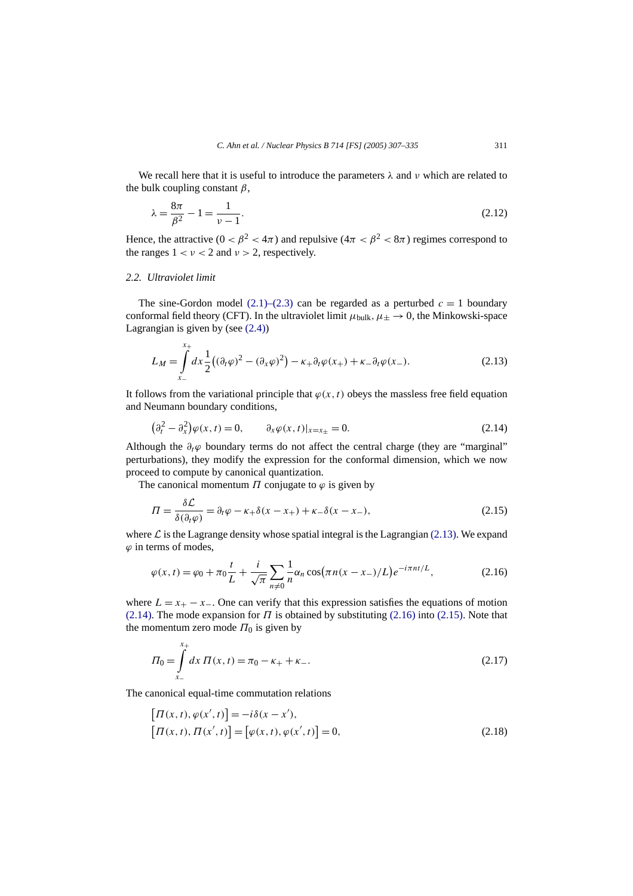We recall here that it is useful to introduce the parameters $\lambda$ and $\nu$ which are related to the bulk coupling constant $\beta$,

$$\lambda = \frac{8\pi}{\beta^2} - 1 = \frac{1}{\nu - 1}. \tag{2.12}$$

Hence, the attractive ($0 < \beta^2 < 4\pi$) and repulsive ($4\pi < \beta^2 < 8\pi$) regimes correspond to the ranges $1 < \nu < 2$ and $\nu > 2$, respectively.

### 2.2. Ultraviolet limit

The sine-Gordon model (2.1)–(2.3) can be regarded as a perturbed $c = 1$ boundary conformal field theory (CFT). In the ultraviolet limit $\mu_{\text{bulk}}, \mu_\pm \to 0$, the Minkowski-space Lagrangian is given by (see (2.4))

$$L_M = \int_{x_-}^{x_+} dx \frac{1}{2}\big((\partial_t\varphi)^2 - (\partial_x\varphi)^2\big) - \kappa_+ \partial_t\varphi(x_+) + \kappa_- \partial_t\varphi(x_-). \tag{2.13}$$

It follows from the variational principle that $\varphi(x,t)$ obeys the massless free field equation and Neumann boundary conditions,

$$\big(\partial_t^2 - \partial_x^2\big)\varphi(x,t) = 0, \qquad \partial_x\varphi(x,t)|_{x=x_\pm} = 0. \tag{2.14}$$

Although the $\partial_t\varphi$ boundary terms do not affect the central charge (they are "marginal" perturbations), they modify the expression for the conformal dimension, which we now proceed to compute by canonical quantization.

The canonical momentum $\Pi$ conjugate to $\varphi$ is given by

$$\Pi = \frac{\delta\mathcal{L}}{\delta(\partial_t\varphi)} = \partial_t\varphi - \kappa_+\delta(x - x_+) + \kappa_-\delta(x - x_-), \tag{2.15}$$

where $\mathcal{L}$ is the Lagrange density whose spatial integral is the Lagrangian (2.13). We expand $\varphi$ in terms of modes,

$$\varphi(x,t) = \varphi_0 + \pi_0\frac{t}{L} + \frac{i}{\sqrt{\pi}}\sum_{n\neq 0}\frac{1}{n}\alpha_n\cos\big(\pi n(x - x_-)/L\big)e^{-i\pi nt/L}, \tag{2.16}$$

where $L = x_+ - x_-$. One can verify that this expression satisfies the equations of motion (2.14). The mode expansion for $\Pi$ is obtained by substituting (2.16) into (2.15). Note that the momentum zero mode $\Pi_0$ is given by

$$\Pi_0 = \int_{x_-}^{x_+} dx\, \Pi(x,t) = \pi_0 - \kappa_+ + \kappa_-. \tag{2.17}$$

The canonical equal-time commutation relations

$$\begin{aligned}
&\big[\Pi(x,t), \varphi(x',t)\big] = -i\delta(x - x'),\\
&\big[\Pi(x,t), \Pi(x',t)\big] = \big[\varphi(x,t), \varphi(x',t)\big] = 0,
\end{aligned} \tag{2.18}$$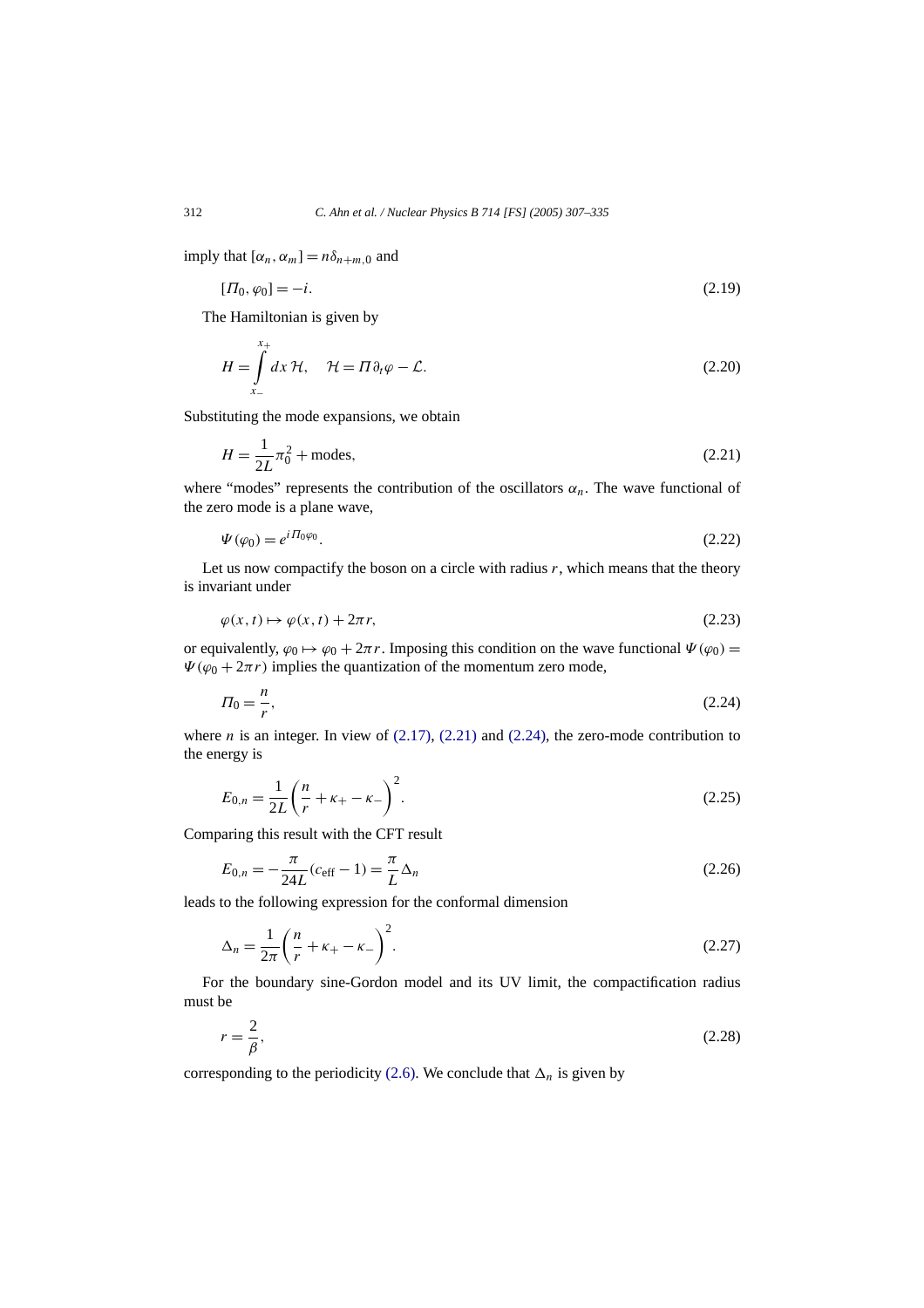imply that $[\alpha_n, \alpha_m] = n\delta_{n+m,0}$ and

$$[\Pi_0, \varphi_0] = -i. \tag{2.19}$$

The Hamiltonian is given by

$$H = \int_{x_-}^{x_+} dx\, \mathcal{H}, \quad \mathcal{H} = \Pi \partial_t \varphi - \mathcal{L}. \tag{2.20}$$

Substituting the mode expansions, we obtain

$$H = \frac{1}{2L}\pi_0^2 + \text{modes}, \tag{2.21}$$

where "modes" represents the contribution of the oscillators $\alpha_n$. The wave functional of the zero mode is a plane wave,

$$\Psi(\varphi_0) = e^{i\Pi_0\varphi_0}. \tag{2.22}$$

Let us now compactify the boson on a circle with radius $r$, which means that the theory is invariant under

$$\varphi(x,t) \mapsto \varphi(x,t) + 2\pi r, \tag{2.23}$$

or equivalently, $\varphi_0 \mapsto \varphi_0 + 2\pi r$. Imposing this condition on the wave functional $\Psi(\varphi_0) = \Psi(\varphi_0 + 2\pi r)$ implies the quantization of the momentum zero mode,

$$\Pi_0 = \frac{n}{r}, \tag{2.24}$$

where $n$ is an integer. In view of (2.17), (2.21) and (2.24), the zero-mode contribution to the energy is

$$E_{0,n} = \frac{1}{2L}\left(\frac{n}{r} + \kappa_+ - \kappa_-\right)^2. \tag{2.25}$$

Comparing this result with the CFT result

$$E_{0,n} = -\frac{\pi}{24L}(c_{\text{eff}} - 1) = \frac{\pi}{L}\Delta_n \tag{2.26}$$

leads to the following expression for the conformal dimension

$$\Delta_n = \frac{1}{2\pi}\left(\frac{n}{r} + \kappa_+ - \kappa_-\right)^2. \tag{2.27}$$

For the boundary sine-Gordon model and its UV limit, the compactification radius must be

$$r = \frac{2}{\beta}, \tag{2.28}$$

corresponding to the periodicity (2.6). We conclude that $\Delta_n$ is given by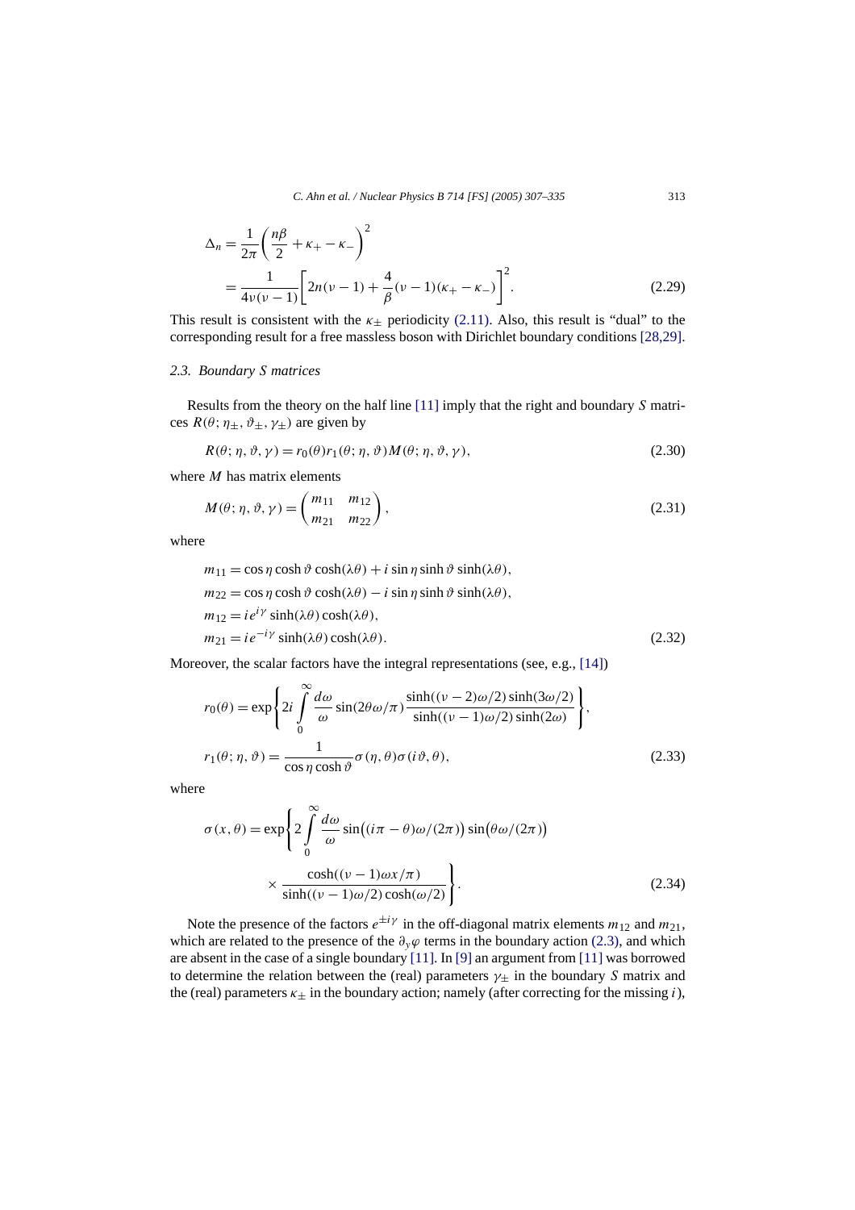$$
\begin{aligned}
\Delta_n &= \frac{1}{2\pi}\left(\frac{n\beta}{2} + \kappa_+ - \kappa_-\right)^2 \\
&= \frac{1}{4\nu(\nu-1)}\left[2n(\nu-1) + \frac{4}{\beta}(\nu-1)(\kappa_+ - \kappa_-)\right]^2.
\end{aligned} \tag{2.29}
$$

This result is consistent with the $\kappa_\pm$ periodicity (2.11). Also, this result is "dual" to the corresponding result for a free massless boson with Dirichlet boundary conditions [28,29].

### 2.3. Boundary S matrices

Results from the theory on the half line [11] imply that the right and boundary $S$ matrices $R(\theta; \eta_\pm, \vartheta_\pm, \gamma_\pm)$ are given by

$$
R(\theta; \eta, \vartheta, \gamma) = r_0(\theta) r_1(\theta; \eta, \vartheta) M(\theta; \eta, \vartheta, \gamma), \tag{2.30}
$$

where $M$ has matrix elements

$$
M(\theta; \eta, \vartheta, \gamma) = \begin{pmatrix} m_{11} & m_{12} \\ m_{21} & m_{22} \end{pmatrix}, \tag{2.31}
$$

where

$$
\begin{aligned}
m_{11} &= \cos\eta \cosh\vartheta \cosh(\lambda\theta) + i \sin\eta \sinh\vartheta \sinh(\lambda\theta), \\
m_{22} &= \cos\eta \cosh\vartheta \cosh(\lambda\theta) - i \sin\eta \sinh\vartheta \sinh(\lambda\theta), \\
m_{12} &= i e^{i\gamma} \sinh(\lambda\theta) \cosh(\lambda\theta), \\
m_{21} &= i e^{-i\gamma} \sinh(\lambda\theta) \cosh(\lambda\theta).
\end{aligned} \tag{2.32}
$$

Moreover, the scalar factors have the integral representations (see, e.g., [14])

$$
\begin{aligned}
r_0(\theta) &= \exp\left\{2i \int_0^\infty \frac{d\omega}{\omega} \sin(2\theta\omega/\pi) \frac{\sinh((\nu-2)\omega/2)\sinh(3\omega/2)}{\sinh((\nu-1)\omega/2)\sinh(2\omega)}\right\}, \\
r_1(\theta; \eta, \vartheta) &= \frac{1}{\cos\eta \cosh\vartheta} \sigma(\eta, \theta) \sigma(i\vartheta, \theta),
\end{aligned} \tag{2.33}
$$

where

$$
\begin{aligned}
\sigma(x, \theta) = \exp\Bigg\{ 2 \int_0^\infty \frac{d\omega}{\omega} & \sin\big((i\pi - \theta)\omega/(2\pi)\big) \sin\big(\theta\omega/(2\pi)\big) \\
& \times \frac{\cosh((\nu-1)\omega x/\pi)}{\sinh((\nu-1)\omega/2)\cosh(\omega/2)} \Bigg\}.
\end{aligned} \tag{2.34}
$$

Note the presence of the factors $e^{\pm i\gamma}$ in the off-diagonal matrix elements $m_{12}$ and $m_{21}$, which are related to the presence of the $\partial_y \varphi$ terms in the boundary action (2.3), and which are absent in the case of a single boundary [11]. In [9] an argument from [11] was borrowed to determine the relation between the (real) parameters $\gamma_\pm$ in the boundary $S$ matrix and the (real) parameters $\kappa_\pm$ in the boundary action; namely (after correcting for the missing $i$),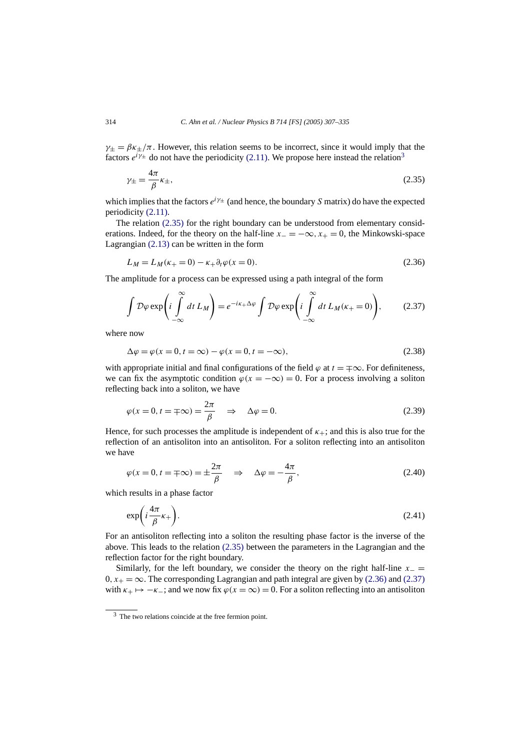$\gamma_\pm = \beta\kappa_\pm/\pi$. However, this relation seems to be incorrect, since it would imply that the factors $e^{i\gamma_\pm}$ do not have the periodicity (2.11). We propose here instead the relation[3]

$$\gamma_\pm = \frac{4\pi}{\beta}\kappa_\pm, \tag{2.35}$$

which implies that the factors $e^{i\gamma_\pm}$ (and hence, the boundary $S$ matrix) do have the expected periodicity (2.11).

The relation (2.35) for the right boundary can be understood from elementary considerations. Indeed, for the theory on the half-line $x_- = -\infty, x_+ = 0$, the Minkowski-space Lagrangian (2.13) can be written in the form

$$L_M = L_M(\kappa_+ = 0) - \kappa_+ \partial_t \varphi(x = 0). \tag{2.36}$$

The amplitude for a process can be expressed using a path integral of the form

$$\int \mathcal{D}\varphi \exp\left(i \int_{-\infty}^{\infty} dt\, L_M\right) = e^{-i\kappa_+ \Delta\varphi} \int \mathcal{D}\varphi \exp\left(i \int_{-\infty}^{\infty} dt\, L_M(\kappa_+ = 0)\right), \tag{2.37}$$

where now

$$\Delta\varphi = \varphi(x = 0, t = \infty) - \varphi(x = 0, t = -\infty), \tag{2.38}$$

with appropriate initial and final configurations of the field $\varphi$ at $t = \mp\infty$. For definiteness, we can fix the asymptotic condition $\varphi(x = -\infty) = 0$. For a process involving a soliton reflecting back into a soliton, we have

$$\varphi(x = 0, t = \mp\infty) = \frac{2\pi}{\beta} \quad \Rightarrow \quad \Delta\varphi = 0. \tag{2.39}$$

Hence, for such processes the amplitude is independent of $\kappa_+$; and this is also true for the reflection of an antisoliton into an antisoliton. For a soliton reflecting into an antisoliton we have

$$\varphi(x = 0, t = \mp\infty) = \pm\frac{2\pi}{\beta} \quad \Rightarrow \quad \Delta\varphi = -\frac{4\pi}{\beta}, \tag{2.40}$$

which results in a phase factor

$$\exp\left(i \frac{4\pi}{\beta}\kappa_+\right). \tag{2.41}$$

For an antisoliton reflecting into a soliton the resulting phase factor is the inverse of the above. This leads to the relation (2.35) between the parameters in the Lagrangian and the reflection factor for the right boundary.

Similarly, for the left boundary, we consider the theory on the right half-line $x_- = 0, x_+ = \infty$. The corresponding Lagrangian and path integral are given by (2.36) and (2.37) with $\kappa_+ \mapsto -\kappa_-$; and we now fix $\varphi(x = \infty) = 0$. For a soliton reflecting into an antisoliton

[3] The two relations coincide at the free fermion point.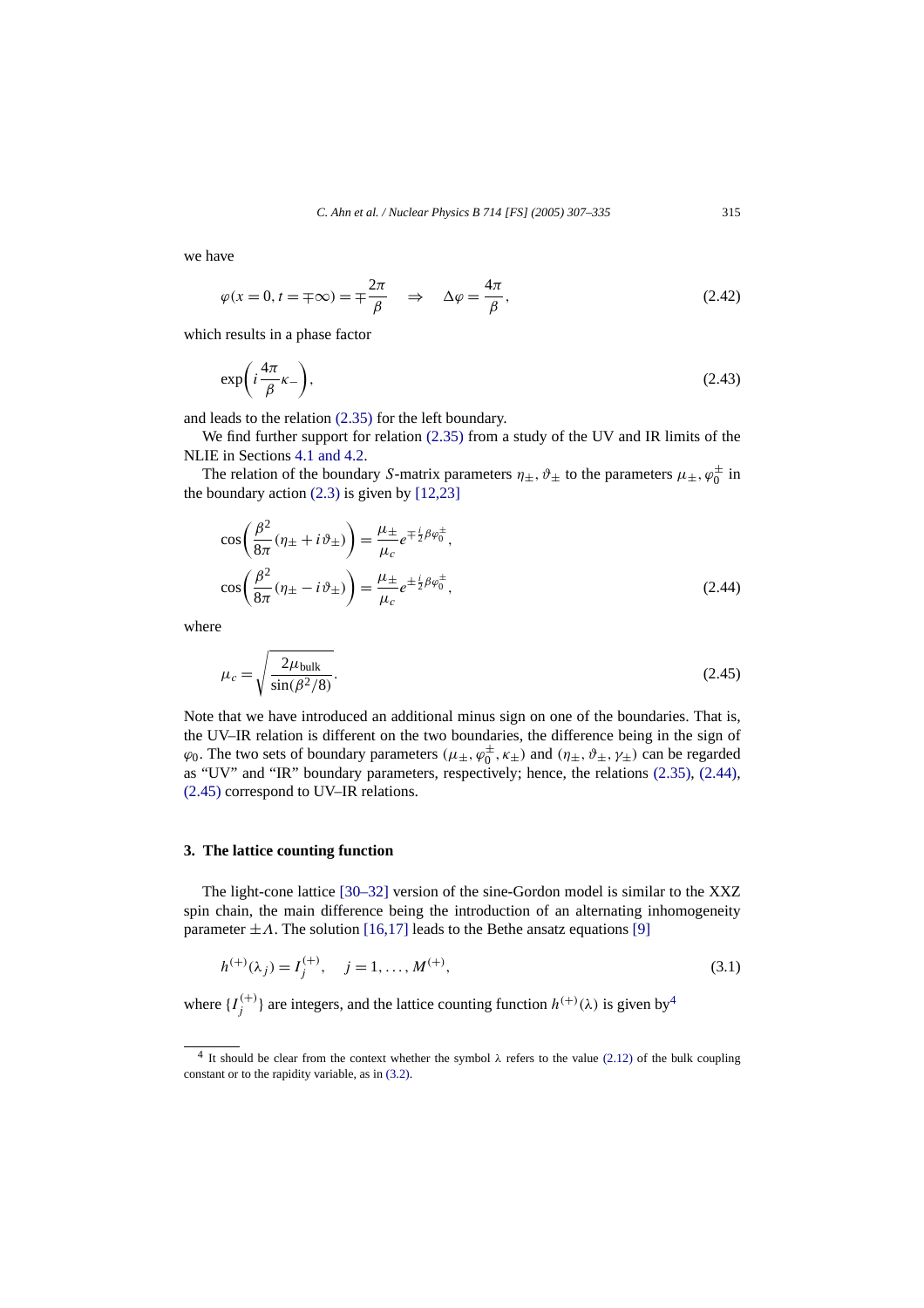we have

$$\varphi(x=0, t=\mp\infty) = \mp\frac{2\pi}{\beta} \quad \Rightarrow \quad \Delta\varphi = \frac{4\pi}{\beta}, \tag{2.42}$$

which results in a phase factor

$$\exp\left(i\frac{4\pi}{\beta}\kappa_-\right), \tag{2.43}$$

and leads to the relation (2.35) for the left boundary.

We find further support for relation (2.35) from a study of the UV and IR limits of the NLIE in Sections 4.1 and 4.2.

The relation of the boundary $S$-matrix parameters $\eta_\pm, \vartheta_\pm$ to the parameters $\mu_\pm, \varphi_0^\pm$ in the boundary action (2.3) is given by [12,23]

$$\begin{aligned}
\cos\left(\frac{\beta^2}{8\pi}(\eta_\pm + i\vartheta_\pm)\right) &= \frac{\mu_\pm}{\mu_c} e^{\mp\frac{i}{2}\beta\varphi_0^\pm}, \\
\cos\left(\frac{\beta^2}{8\pi}(\eta_\pm - i\vartheta_\pm)\right) &= \frac{\mu_\pm}{\mu_c} e^{\pm\frac{i}{2}\beta\varphi_0^\pm},
\end{aligned} \tag{2.44}$$

where

$$\mu_c = \sqrt{\frac{2\mu_{\text{bulk}}}{\sin(\beta^2/8)}}. \tag{2.45}$$

Note that we have introduced an additional minus sign on one of the boundaries. That is, the UV–IR relation is different on the two boundaries, the difference being in the sign of $\varphi_0$. The two sets of boundary parameters $(\mu_\pm, \varphi_0^\pm, \kappa_\pm)$ and $(\eta_\pm, \vartheta_\pm, \gamma_\pm)$ can be regarded as "UV" and "IR" boundary parameters, respectively; hence, the relations (2.35), (2.44), (2.45) correspond to UV–IR relations.

## 3. The lattice counting function

The light-cone lattice [30–32] version of the sine-Gordon model is similar to the XXZ spin chain, the main difference being the introduction of an alternating inhomogeneity parameter $\pm\Lambda$. The solution [16,17] leads to the Bethe ansatz equations [9]

$$h^{(+)}(\lambda_j) = I_j^{(+)}, \quad j = 1, \ldots, M^{(+)}, \tag{3.1}$$

where $\{I_j^{(+)}\}$ are integers, and the lattice counting function $h^{(+)}(\lambda)$ is given by[4]

[4] It should be clear from the context whether the symbol $\lambda$ refers to the value (2.12) of the bulk coupling constant or to the rapidity variable, as in (3.2).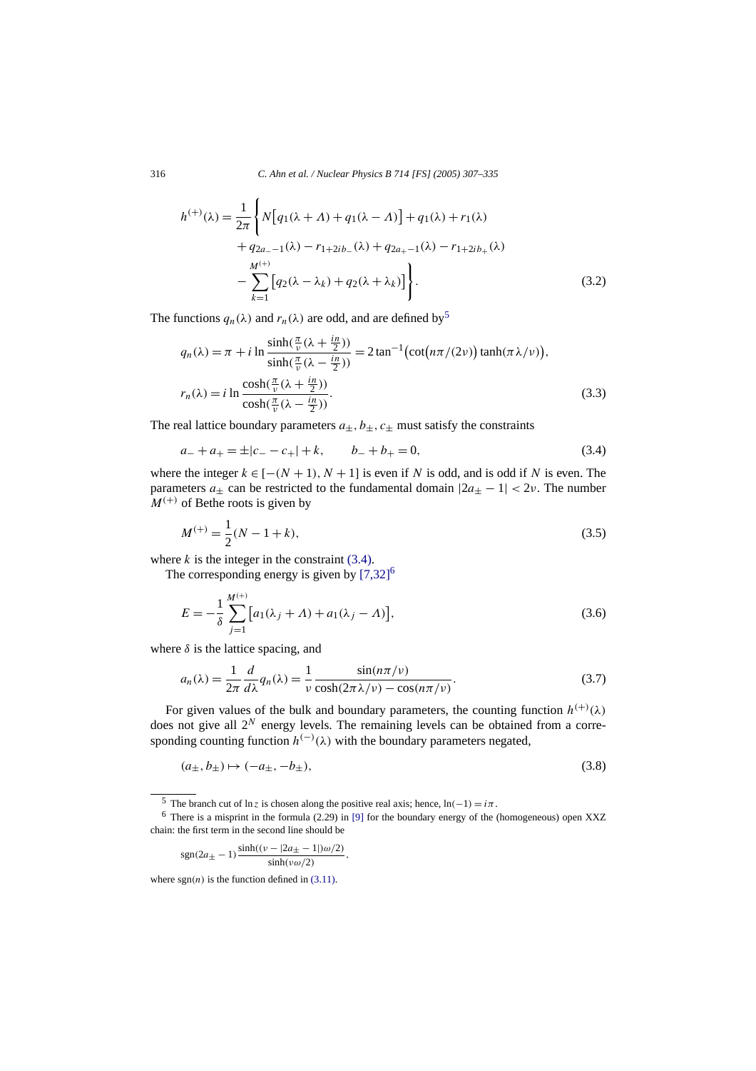$$
\begin{aligned}
h^{(+)}(\lambda) = \frac{1}{2\pi} \Bigg\{ & N\big[q_1(\lambda + \Lambda) + q_1(\lambda - \Lambda)\big] + q_1(\lambda) + r_1(\lambda) \\
& + q_{2a_- - 1}(\lambda) - r_{1+2ib_-}(\lambda) + q_{2a_+ - 1}(\lambda) - r_{1+2ib_+}(\lambda) \\
& - \sum_{k=1}^{M^{(+)}} \big[q_2(\lambda - \lambda_k) + q_2(\lambda + \lambda_k)\big] \Bigg\}.
\end{aligned} \tag{3.2}
$$

The functions $q_n(\lambda)$ and $r_n(\lambda)$ are odd, and are defined by[5]

$$
\begin{aligned}
q_n(\lambda) &= \pi + i \ln \frac{\sinh(\frac{\pi}{\nu}(\lambda + \frac{in}{2}))}{\sinh(\frac{\pi}{\nu}(\lambda - \frac{in}{2}))} = 2\tan^{-1}\big(\cot\big(n\pi/(2\nu)\big)\tanh(\pi\lambda/\nu)\big), \\
r_n(\lambda) &= i \ln \frac{\cosh(\frac{\pi}{\nu}(\lambda + \frac{in}{2}))}{\cosh(\frac{\pi}{\nu}(\lambda - \frac{in}{2}))}.
\end{aligned} \tag{3.3}
$$

The real lattice boundary parameters $a_\pm, b_\pm, c_\pm$ must satisfy the constraints

$$
a_- + a_+ = \pm|c_- - c_+| + k, \qquad b_- + b_+ = 0, \tag{3.4}
$$

where the integer $k \in [-(N+1), N+1]$ is even if $N$ is odd, and is odd if $N$ is even. The parameters $a_\pm$ can be restricted to the fundamental domain $|2a_\pm - 1| < 2\nu$. The number $M^{(+)}$ of Bethe roots is given by

$$
M^{(+)} = \frac{1}{2}(N - 1 + k), \tag{3.5}
$$

where $k$ is the integer in the constraint (3.4).

The corresponding energy is given by [7,32][6]

$$
E = -\frac{1}{\delta} \sum_{j=1}^{M^{(+)}} \big[a_1(\lambda_j + \Lambda) + a_1(\lambda_j - \Lambda)\big], \tag{3.6}
$$

where $\delta$ is the lattice spacing, and

$$
a_n(\lambda) = \frac{1}{2\pi} \frac{d}{d\lambda} q_n(\lambda) = \frac{1}{\nu} \frac{\sin(n\pi/\nu)}{\cosh(2\pi\lambda/\nu) - \cos(n\pi/\nu)}. \tag{3.7}
$$

For given values of the bulk and boundary parameters, the counting function $h^{(+)}(\lambda)$ does not give all $2^N$ energy levels. The remaining levels can be obtained from a corresponding counting function $h^{(-)}(\lambda)$ with the boundary parameters negated,

$$
(a_\pm, b_\pm) \mapsto (-a_\pm, -b_\pm), \tag{3.8}
$$

---

[5] The branch cut of $\ln z$ is chosen along the positive real axis; hence, $\ln(-1) = i\pi$.

[6] There is a misprint in the formula (2.29) in [9] for the boundary energy of the (homogeneous) open XXZ chain: the first term in the second line should be

$$
\operatorname{sgn}(2a_\pm - 1) \frac{\sinh((\nu - |2a_\pm - 1|)\omega/2)}{\sinh(\nu\omega/2)},
$$

where $\operatorname{sgn}(n)$ is the function defined in (3.11).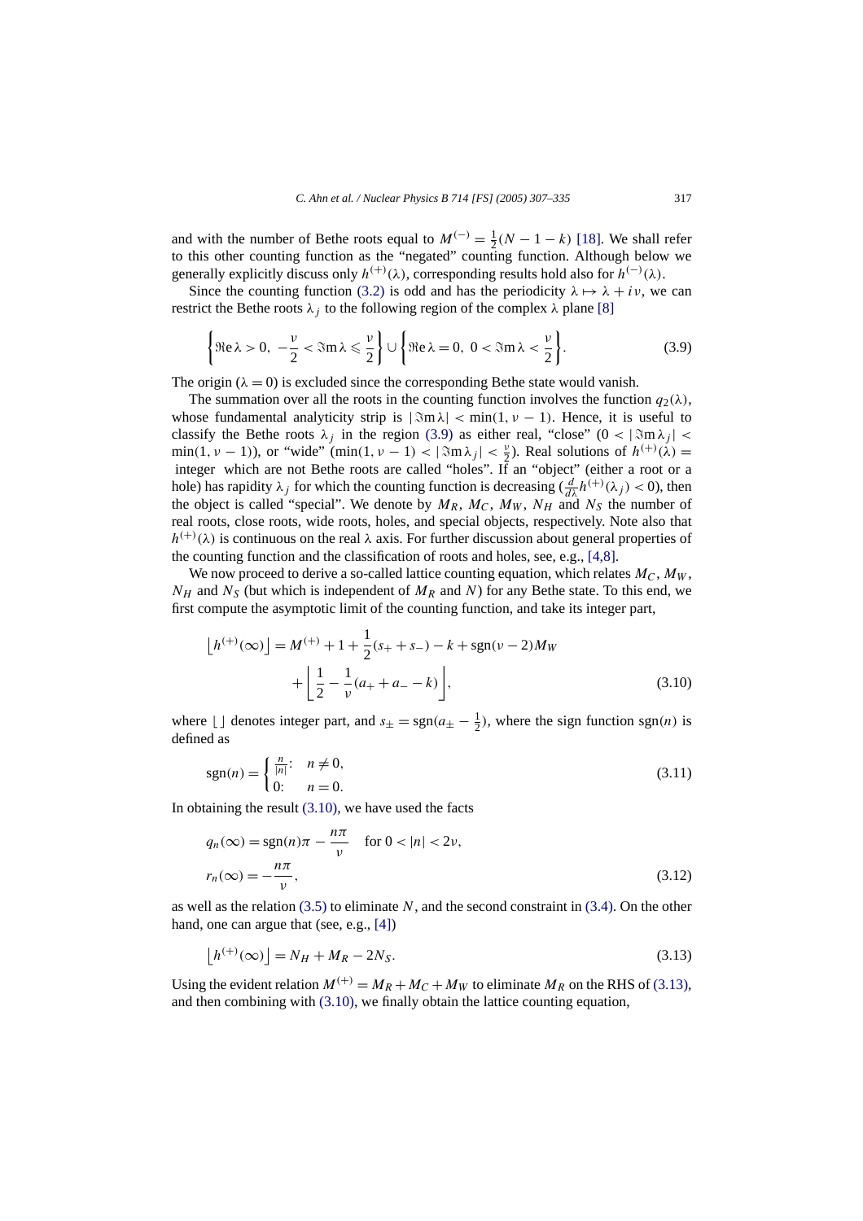and with the number of Bethe roots equal to $M^{(-)} = \frac{1}{2}(N - 1 - k)$ [18]. We shall refer to this other counting function as the "negated" counting function. Although below we generally explicitly discuss only $h^{(+)}(\lambda)$, corresponding results hold also for $h^{(-)}(\lambda)$.

Since the counting function (3.2) is odd and has the periodicity $\lambda \mapsto \lambda + i\nu$, we can restrict the Bethe roots $\lambda_j$ to the following region of the complex $\lambda$ plane [8]

$$\left\{\Re\mathrm{e}\,\lambda > 0,\ -\frac{\nu}{2} < \Im\mathrm{m}\,\lambda \leqslant \frac{\nu}{2}\right\} \cup \left\{\Re\mathrm{e}\,\lambda = 0,\ 0 < \Im\mathrm{m}\,\lambda < \frac{\nu}{2}\right\}. \tag{3.9}$$

The origin ($\lambda = 0$) is excluded since the corresponding Bethe state would vanish.

The summation over all the roots in the counting function involves the function $q_2(\lambda)$, whose fundamental analyticity strip is $|\Im\mathrm{m}\,\lambda| < \min(1, \nu - 1)$. Hence, it is useful to classify the Bethe roots $\lambda_j$ in the region (3.9) as either real, "close" ($0 < |\Im\mathrm{m}\,\lambda_j| < \min(1, \nu - 1)$), or "wide" ($\min(1, \nu - 1) < |\Im\mathrm{m}\,\lambda_j| < \frac{\nu}{2}$). Real solutions of $h^{(+)}(\lambda) =$ integer which are not Bethe roots are called "holes". If an "object" (either a root or a hole) has rapidity $\lambda_j$ for which the counting function is decreasing ($\frac{d}{d\lambda} h^{(+)}(\lambda_j) < 0$), then the object is called "special". We denote by $M_R$, $M_C$, $M_W$, $N_H$ and $N_S$ the number of real roots, close roots, wide roots, holes, and special objects, respectively. Note also that $h^{(+)}(\lambda)$ is continuous on the real $\lambda$ axis. For further discussion about general properties of the counting function and the classification of roots and holes, see, e.g., [4,8].

We now proceed to derive a so-called lattice counting equation, which relates $M_C$, $M_W$, $N_H$ and $N_S$ (but which is independent of $M_R$ and $N$) for any Bethe state. To this end, we first compute the asymptotic limit of the counting function, and take its integer part,

$$\begin{aligned}\left\lfloor h^{(+)}(\infty)\right\rfloor &= M^{(+)} + 1 + \frac{1}{2}(s_+ + s_-) - k + \mathrm{sgn}(\nu - 2) M_W \\ &\quad + \left\lfloor \frac{1}{2} - \frac{1}{\nu}(a_+ + a_- - k)\right\rfloor,\end{aligned} \tag{3.10}$$

where $\lfloor\ \rfloor$ denotes integer part, and $s_\pm = \mathrm{sgn}(a_\pm - \frac{1}{2})$, where the sign function $\mathrm{sgn}(n)$ is defined as

$$\mathrm{sgn}(n) = \begin{cases} \frac{n}{|n|}: & n \neq 0, \\ 0: & n = 0. \end{cases} \tag{3.11}$$

In obtaining the result (3.10), we have used the facts

$$\begin{aligned} q_n(\infty) &= \mathrm{sgn}(n)\pi - \frac{n\pi}{\nu} \quad \text{for } 0 < |n| < 2\nu, \\ r_n(\infty) &= -\frac{n\pi}{\nu}, \end{aligned} \tag{3.12}$$

as well as the relation (3.5) to eliminate $N$, and the second constraint in (3.4). On the other hand, one can argue that (see, e.g., [4])

$$\left\lfloor h^{(+)}(\infty)\right\rfloor = N_H + M_R - 2N_S. \tag{3.13}$$

Using the evident relation $M^{(+)} = M_R + M_C + M_W$ to eliminate $M_R$ on the RHS of (3.13), and then combining with (3.10), we finally obtain the lattice counting equation,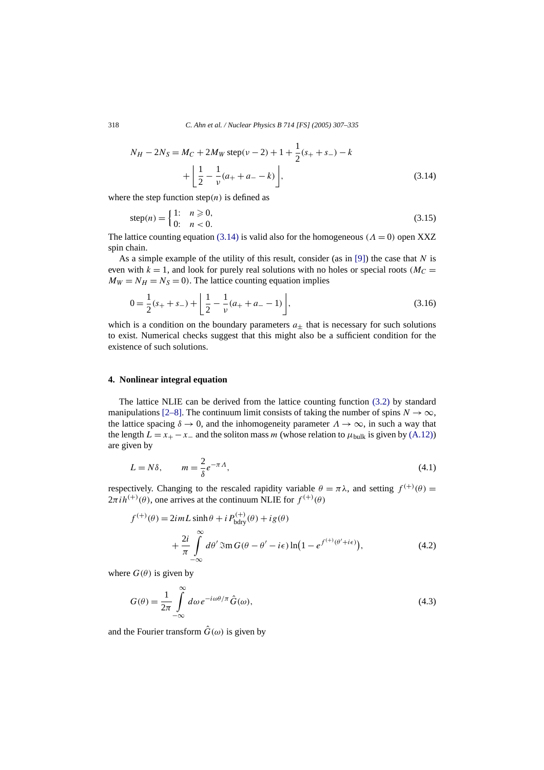$$N_H - 2N_S = M_C + 2M_W \operatorname{step}(\nu - 2) + 1 + \frac{1}{2}(s_+ + s_-) - k + \left\lfloor \frac{1}{2} - \frac{1}{\nu}(a_+ + a_- - k) \right\rfloor, \tag{3.14}$$

where the step function $\operatorname{step}(n)$ is defined as

$$\operatorname{step}(n) = \begin{cases} 1: & n \geqslant 0, \\ 0: & n < 0. \end{cases} \tag{3.15}$$

The lattice counting equation (3.14) is valid also for the homogeneous ($\Lambda = 0$) open XXZ spin chain.

As a simple example of the utility of this result, consider (as in [9]) the case that $N$ is even with $k = 1$, and look for purely real solutions with no holes or special roots ($M_C = M_W = N_H = N_S = 0$). The lattice counting equation implies

$$0 = \frac{1}{2}(s_+ + s_-) + \left\lfloor \frac{1}{2} - \frac{1}{\nu}(a_+ + a_- - 1) \right\rfloor, \tag{3.16}$$

which is a condition on the boundary parameters $a_\pm$ that is necessary for such solutions to exist. Numerical checks suggest that this might also be a sufficient condition for the existence of such solutions.

## 4. Nonlinear integral equation

The lattice NLIE can be derived from the lattice counting function (3.2) by standard manipulations [2–8]. The continuum limit consists of taking the number of spins $N \to \infty$, the lattice spacing $\delta \to 0$, and the inhomogeneity parameter $\Lambda \to \infty$, in such a way that the length $L = x_+ - x_-$ and the soliton mass $m$ (whose relation to $\mu_{\text{bulk}}$ is given by (A.12)) are given by

$$L = N\delta, \qquad m = \frac{2}{\delta} e^{-\pi\Lambda}, \tag{4.1}$$

respectively. Changing to the rescaled rapidity variable $\theta = \pi\lambda$, and setting $f^{(+)}(\theta) = 2\pi i h^{(+)}(\theta)$, one arrives at the continuum NLIE for $f^{(+)}(\theta)$

$$f^{(+)}(\theta) = 2imL\sinh\theta + iP^{(+)}_{\text{bdry}}(\theta) + ig(\theta) + \frac{2i}{\pi}\int_{-\infty}^{\infty} d\theta'\, \Im\text{m}\, G(\theta - \theta' - i\epsilon) \ln\left(1 - e^{f^{(+)}(\theta' + i\epsilon)}\right), \tag{4.2}$$

where $G(\theta)$ is given by

$$G(\theta) = \frac{1}{2\pi}\int_{-\infty}^{\infty} d\omega\, e^{-i\omega\theta/\pi} \hat{G}(\omega), \tag{4.3}$$

and the Fourier transform $\hat{G}(\omega)$ is given by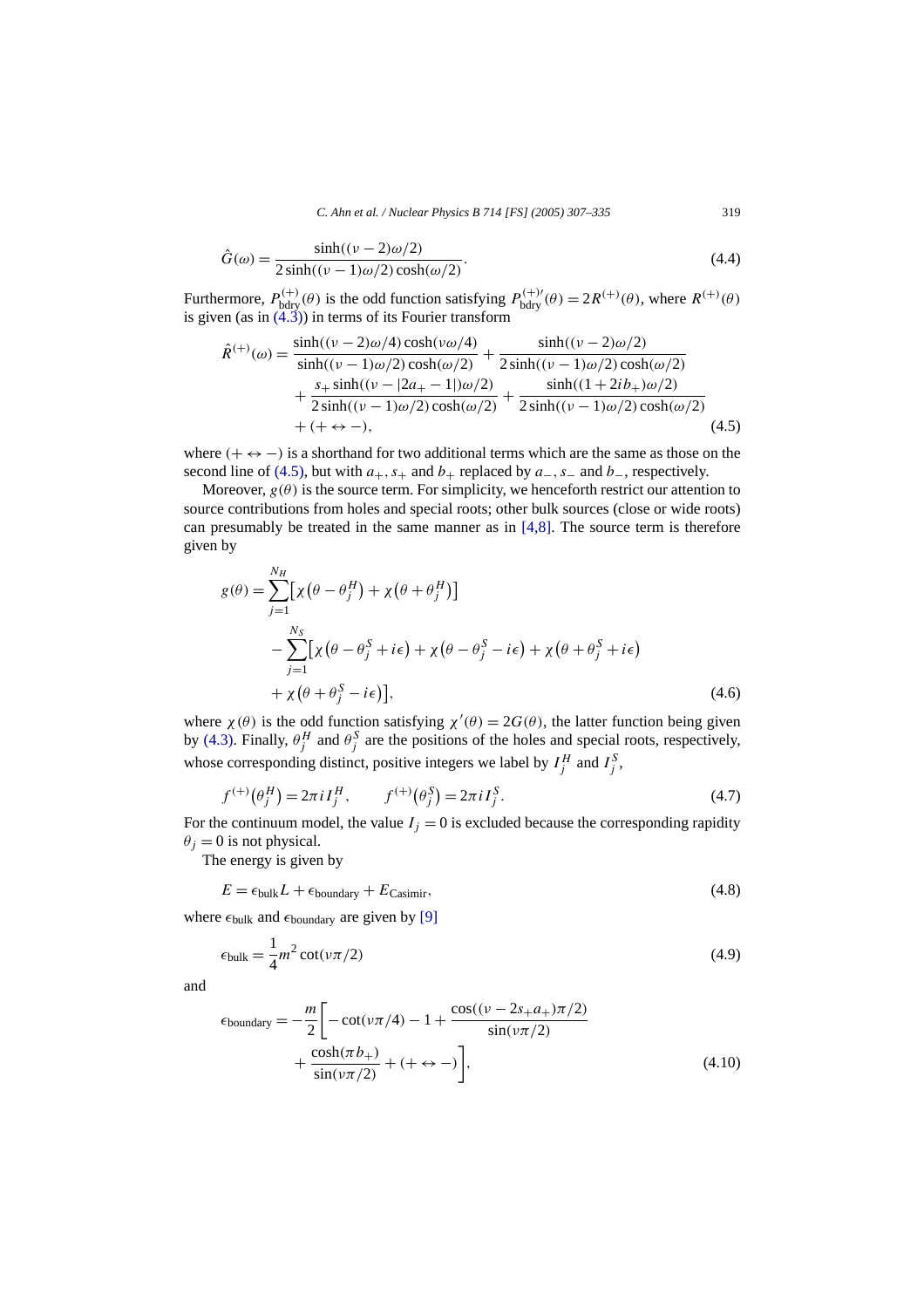$$\hat{G}(\omega) = \frac{\sinh((\nu-2)\omega/2)}{2\sinh((\nu-1)\omega/2)\cosh(\omega/2)}. \tag{4.4}$$

Furthermore, $P_{\text{bdry}}^{(+)}(\theta)$ is the odd function satisfying $P_{\text{bdry}}^{(+)\prime}(\theta) = 2R^{(+)}(\theta)$, where $R^{(+)}(\theta)$ is given (as in (4.3)) in terms of its Fourier transform

$$\begin{aligned}
\hat{R}^{(+)}(\omega) = {} & \frac{\sinh((\nu-2)\omega/4)\cosh(\nu\omega/4)}{\sinh((\nu-1)\omega/2)\cosh(\omega/2)} + \frac{\sinh((\nu-2)\omega/2)}{2\sinh((\nu-1)\omega/2)\cosh(\omega/2)} \\
& + \frac{s_+\sinh((\nu-|2a_+-1|)\omega/2)}{2\sinh((\nu-1)\omega/2)\cosh(\omega/2)} + \frac{\sinh((1+2ib_+)\omega/2)}{2\sinh((\nu-1)\omega/2)\cosh(\omega/2)} \\
& + (+\leftrightarrow -),
\end{aligned} \tag{4.5}$$

where $(+\leftrightarrow -)$ is a shorthand for two additional terms which are the same as those on the second line of (4.5), but with $a_+$, $s_+$ and $b_+$ replaced by $a_-$, $s_-$ and $b_-$, respectively.

Moreover, $g(\theta)$ is the source term. For simplicity, we henceforth restrict our attention to source contributions from holes and special roots; other bulk sources (close or wide roots) can presumably be treated in the same manner as in [4,8]. The source term is therefore given by

$$\begin{aligned}
g(\theta) = {} & \sum_{j=1}^{N_H}\left[\chi\left(\theta-\theta_j^H\right) + \chi\left(\theta+\theta_j^H\right)\right] \\
& - \sum_{j=1}^{N_S}\left[\chi\left(\theta-\theta_j^S+i\epsilon\right) + \chi\left(\theta-\theta_j^S-i\epsilon\right) + \chi\left(\theta+\theta_j^S+i\epsilon\right)\right. \\
& \left. + \chi\left(\theta+\theta_j^S-i\epsilon\right)\right],
\end{aligned} \tag{4.6}$$

where $\chi(\theta)$ is the odd function satisfying $\chi'(\theta) = 2G(\theta)$, the latter function being given by (4.3). Finally, $\theta_j^H$ and $\theta_j^S$ are the positions of the holes and special roots, respectively, whose corresponding distinct, positive integers we label by $I_j^H$ and $I_j^S$,

$$f^{(+)}\left(\theta_j^H\right) = 2\pi i I_j^H, \qquad f^{(+)}\left(\theta_j^S\right) = 2\pi i I_j^S. \tag{4.7}$$

For the continuum model, the value $I_j = 0$ is excluded because the corresponding rapidity $\theta_j = 0$ is not physical.

The energy is given by

$$E = \epsilon_{\text{bulk}} L + \epsilon_{\text{boundary}} + E_{\text{Casimir}}, \tag{4.8}$$

where $\epsilon_{\text{bulk}}$ and $\epsilon_{\text{boundary}}$ are given by [9]

$$\epsilon_{\text{bulk}} = \frac{1}{4}m^2\cot(\nu\pi/2) \tag{4.9}$$

and

$$\begin{aligned}
\epsilon_{\text{boundary}} = -\frac{m}{2}\biggl[ & -\cot(\nu\pi/4) - 1 + \frac{\cos((\nu-2s_+a_+)\pi/2)}{\sin(\nu\pi/2)} \\
& + \frac{\cosh(\pi b_+)}{\sin(\nu\pi/2)} + (+\leftrightarrow -)\biggr],
\end{aligned} \tag{4.10}$$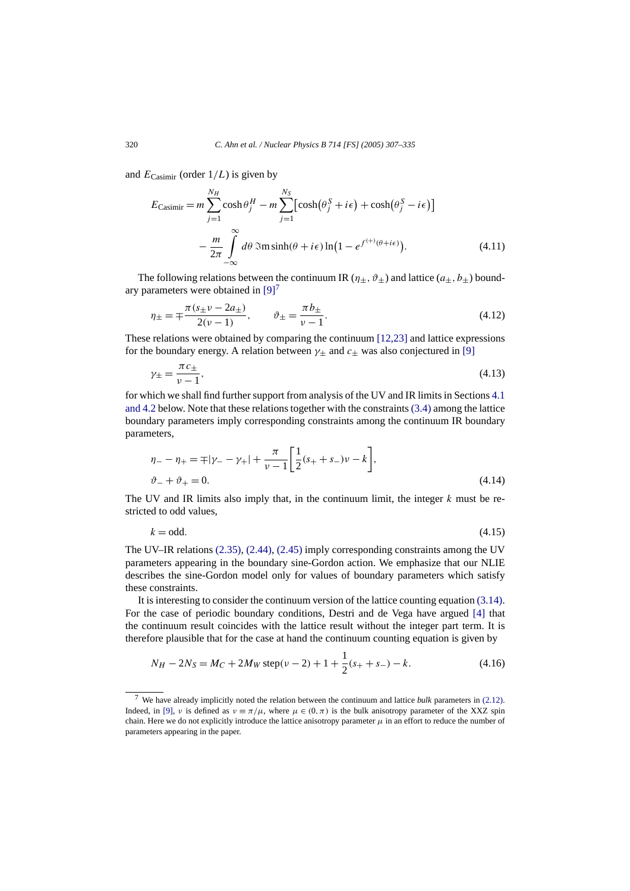and $E_{\text{Casimir}}$ (order $1/L$) is given by

$$E_{\text{Casimir}} = m \sum_{j=1}^{N_H} \cosh\theta_j^H - m \sum_{j=1}^{N_S} \left[\cosh\left(\theta_j^S + i\epsilon\right) + \cosh\left(\theta_j^S - i\epsilon\right)\right]$$
$$- \frac{m}{2\pi} \int_{-\infty}^{\infty} d\theta \, \Im\text{m} \sinh(\theta + i\epsilon) \ln\left(1 - e^{f^{(+)}(\theta+i\epsilon)}\right). \tag{4.11}$$

The following relations between the continuum IR ($\eta_\pm$, $\vartheta_\pm$) and lattice ($a_\pm$, $b_\pm$) boundary parameters were obtained in [9] [7]

$$\eta_\pm = \mp \frac{\pi(s_\pm \nu - 2a_\pm)}{2(\nu - 1)}, \qquad \vartheta_\pm = \frac{\pi b_\pm}{\nu - 1}. \tag{4.12}$$

These relations were obtained by comparing the continuum [12,23] and lattice expressions for the boundary energy. A relation between $\gamma_\pm$ and $c_\pm$ was also conjectured in [9]

$$\gamma_\pm = \frac{\pi c_\pm}{\nu - 1}, \tag{4.13}$$

for which we shall find further support from analysis of the UV and IR limits in Sections 4.1 and 4.2 below. Note that these relations together with the constraints (3.4) among the lattice boundary parameters imply corresponding constraints among the continuum IR boundary parameters,

$$\eta_- - \eta_+ = \mp|\gamma_- - \gamma_+| + \frac{\pi}{\nu - 1}\left[\frac{1}{2}(s_+ + s_-)\nu - k\right],$$
$$\vartheta_- + \vartheta_+ = 0. \tag{4.14}$$

The UV and IR limits also imply that, in the continuum limit, the integer $k$ must be restricted to odd values,

$$k = \text{odd}. \tag{4.15}$$

The UV–IR relations (2.35), (2.44), (2.45) imply corresponding constraints among the UV parameters appearing in the boundary sine-Gordon action. We emphasize that our NLIE describes the sine-Gordon model only for values of boundary parameters which satisfy these constraints.

It is interesting to consider the continuum version of the lattice counting equation (3.14). For the case of periodic boundary conditions, Destri and de Vega have argued [4] that the continuum result coincides with the lattice result without the integer part term. It is therefore plausible that for the case at hand the continuum counting equation is given by

$$N_H - 2N_S = M_C + 2M_W \operatorname{step}(\nu - 2) + 1 + \frac{1}{2}(s_+ + s_-) - k. \tag{4.16}$$

---

[7] We have already implicitly noted the relation between the continuum and lattice *bulk* parameters in (2.12). Indeed, in [9], $\nu$ is defined as $\nu \equiv \pi/\mu$, where $\mu \in (0, \pi)$ is the bulk anisotropy parameter of the XXZ spin chain. Here we do not explicitly introduce the lattice anisotropy parameter $\mu$ in an effort to reduce the number of parameters appearing in the paper.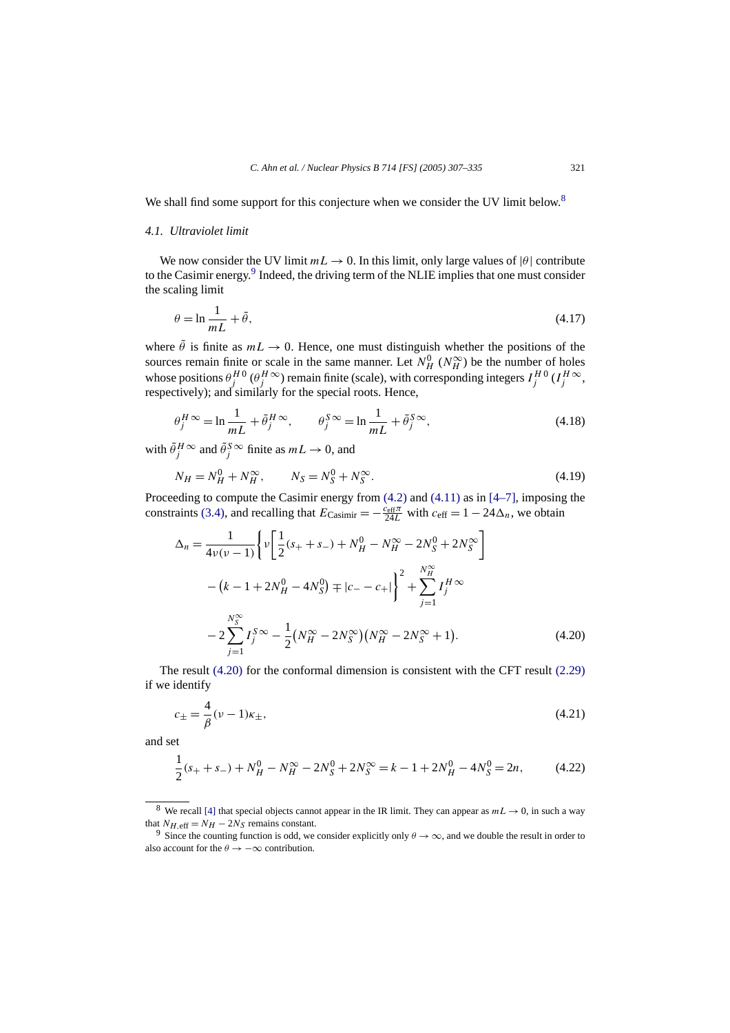We shall find some support for this conjecture when we consider the UV limit below.[8]

### 4.1. Ultraviolet limit

We now consider the UV limit $mL \to 0$. In this limit, only large values of $|\theta|$ contribute to the Casimir energy.[9] Indeed, the driving term of the NLIE implies that one must consider the scaling limit

$$\theta = \ln \frac{1}{mL} + \tilde{\theta}, \tag{4.17}$$

where $\tilde{\theta}$ is finite as $mL \to 0$. Hence, one must distinguish whether the positions of the sources remain finite or scale in the same manner. Let $N_H^0$ ($N_H^\infty$) be the number of holes whose positions $\theta_j^{H\,0}$ ($\theta_j^{H\,\infty}$) remain finite (scale), with corresponding integers $I_j^{H\,0}$ ($I_j^{H\,\infty}$, respectively); and similarly for the special roots. Hence,

$$\theta_j^{H\,\infty} = \ln \frac{1}{mL} + \tilde{\theta}_j^{H\,\infty}, \qquad \theta_j^{S\,\infty} = \ln \frac{1}{mL} + \tilde{\theta}_j^{S\,\infty}, \tag{4.18}$$

with $\tilde{\theta}_j^{H\,\infty}$ and $\tilde{\theta}_j^{S\,\infty}$ finite as $mL \to 0$, and

$$N_H = N_H^0 + N_H^\infty, \qquad N_S = N_S^0 + N_S^\infty. \tag{4.19}$$

Proceeding to compute the Casimir energy from (4.2) and (4.11) as in [4–7], imposing the constraints (3.4), and recalling that $E_{\text{Casimir}} = -\frac{c_{\text{eff}}\pi}{24L}$ with $c_{\text{eff}} = 1 - 24\Delta_n$, we obtain

$$\begin{aligned}
\Delta_n = \frac{1}{4\nu(\nu-1)} \Biggl\{ \nu \biggl[ \frac{1}{2}(s_+ + s_-) + N_H^0 - N_H^\infty - 2N_S^0 + 2N_S^\infty \biggr] \\
- \bigl(k - 1 + 2N_H^0 - 4N_S^0\bigr) \mp |c_- - c_+| \Biggr\}^2 + \sum_{j=1}^{N_H^\infty} I_j^{H\,\infty} \\
- 2\sum_{j=1}^{N_S^\infty} I_j^{S\,\infty} - \frac{1}{2}\bigl(N_H^\infty - 2N_S^\infty\bigr)\bigl(N_H^\infty - 2N_S^\infty + 1\bigr).
\end{aligned} \tag{4.20}$$

The result (4.20) for the conformal dimension is consistent with the CFT result (2.29) if we identify

$$c_\pm = \frac{4}{\beta}(\nu - 1)\kappa_\pm, \tag{4.21}$$

and set

$$\frac{1}{2}(s_+ + s_-) + N_H^0 - N_H^\infty - 2N_S^0 + 2N_S^\infty = k - 1 + 2N_H^0 - 4N_S^0 = 2n, \tag{4.22}$$

---

[8] We recall [4] that special objects cannot appear in the IR limit. They can appear as $mL \to 0$, in such a way that $N_{H,\text{eff}} = N_H - 2N_S$ remains constant.

[9] Since the counting function is odd, we consider explicitly only $\theta \to \infty$, and we double the result in order to also account for the $\theta \to -\infty$ contribution.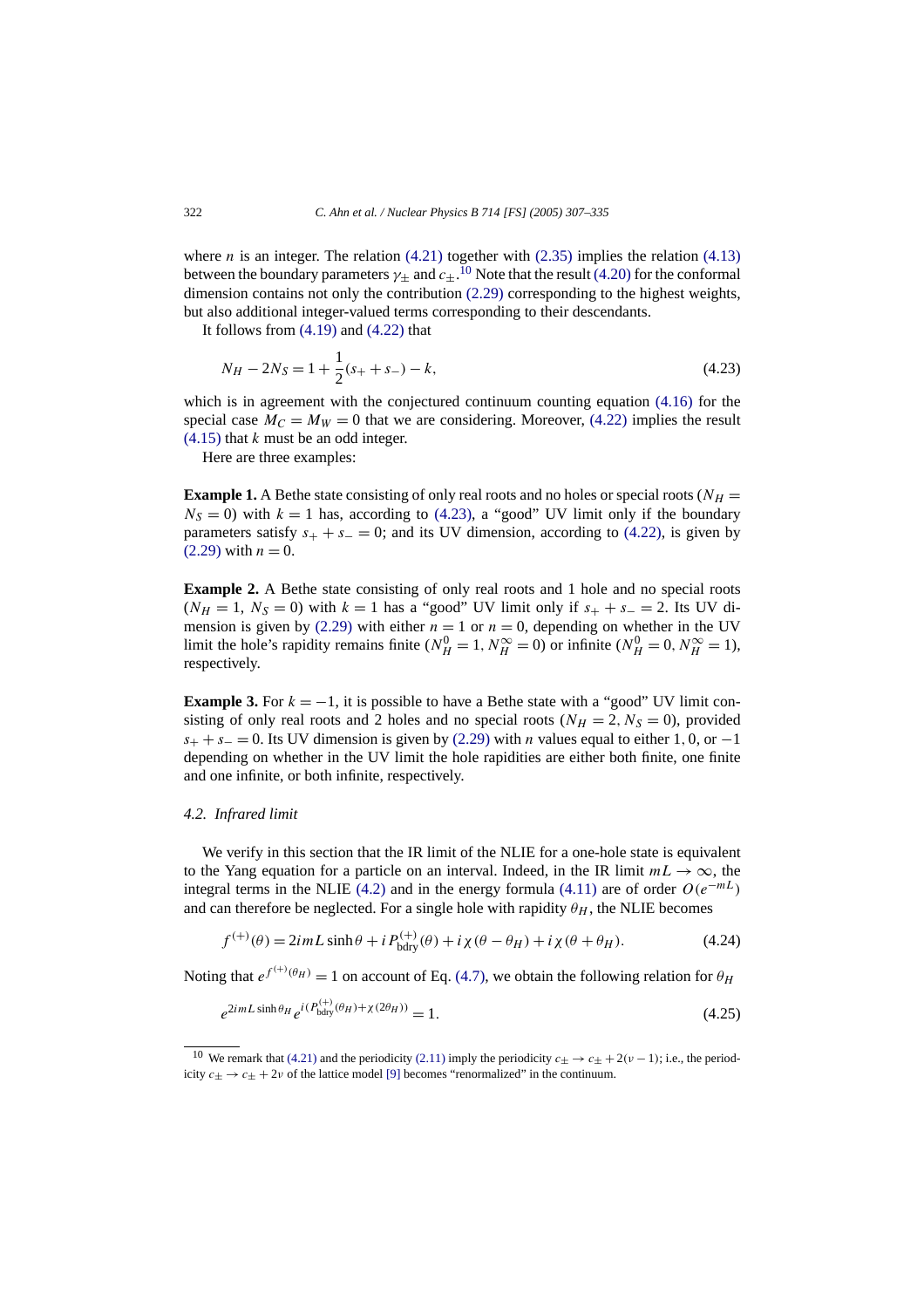where $n$ is an integer. The relation (4.21) together with (2.35) implies the relation (4.13) between the boundary parameters $\gamma_\pm$ and $c_\pm$.[10] Note that the result (4.20) for the conformal dimension contains not only the contribution (2.29) corresponding to the highest weights, but also additional integer-valued terms corresponding to their descendants.

It follows from (4.19) and (4.22) that

$$N_H - 2N_S = 1 + \frac{1}{2}(s_+ + s_-) - k, \tag{4.23}$$

which is in agreement with the conjectured continuum counting equation (4.16) for the special case $M_C = M_W = 0$ that we are considering. Moreover, (4.22) implies the result (4.15) that $k$ must be an odd integer.

Here are three examples:

**Example 1.** A Bethe state consisting of only real roots and no holes or special roots ($N_H = N_S = 0$) with $k = 1$ has, according to (4.23), a "good" UV limit only if the boundary parameters satisfy $s_+ + s_- = 0$; and its UV dimension, according to (4.22), is given by (2.29) with $n = 0$.

**Example 2.** A Bethe state consisting of only real roots and 1 hole and no special roots ($N_H = 1$, $N_S = 0$) with $k = 1$ has a "good" UV limit only if $s_+ + s_- = 2$. Its UV dimension is given by (2.29) with either $n = 1$ or $n = 0$, depending on whether in the UV limit the hole's rapidity remains finite ($N_H^0 = 1, N_H^\infty = 0$) or infinite ($N_H^0 = 0, N_H^\infty = 1$), respectively.

**Example 3.** For $k = -1$, it is possible to have a Bethe state with a "good" UV limit consisting of only real roots and 2 holes and no special roots ($N_H = 2$, $N_S = 0$), provided $s_+ + s_- = 0$. Its UV dimension is given by (2.29) with $n$ values equal to either $1, 0$, or $-1$ depending on whether in the UV limit the hole rapidities are either both finite, one finite and one infinite, or both infinite, respectively.

### 4.2. Infrared limit

We verify in this section that the IR limit of the NLIE for a one-hole state is equivalent to the Yang equation for a particle on an interval. Indeed, in the IR limit $mL \to \infty$, the integral terms in the NLIE (4.2) and in the energy formula (4.11) are of order $O(e^{-mL})$ and can therefore be neglected. For a single hole with rapidity $\theta_H$, the NLIE becomes

$$f^{(+)}(\theta) = 2imL\sinh\theta + iP_{\mathrm{bdry}}^{(+)}(\theta) + i\chi(\theta - \theta_H) + i\chi(\theta + \theta_H). \tag{4.24}$$

Noting that $e^{f^{(+)}(\theta_H)} = 1$ on account of Eq. (4.7), we obtain the following relation for $\theta_H$

$$e^{2imL\sinh\theta_H} e^{i(P_{\mathrm{bdry}}^{(+)}(\theta_H) + \chi(2\theta_H))} = 1. \tag{4.25}$$

---

[10] We remark that (4.21) and the periodicity (2.11) imply the periodicity $c_\pm \to c_\pm + 2(\nu - 1)$; i.e., the periodicity $c_\pm \to c_\pm + 2\nu$ of the lattice model [9] becomes "renormalized" in the continuum.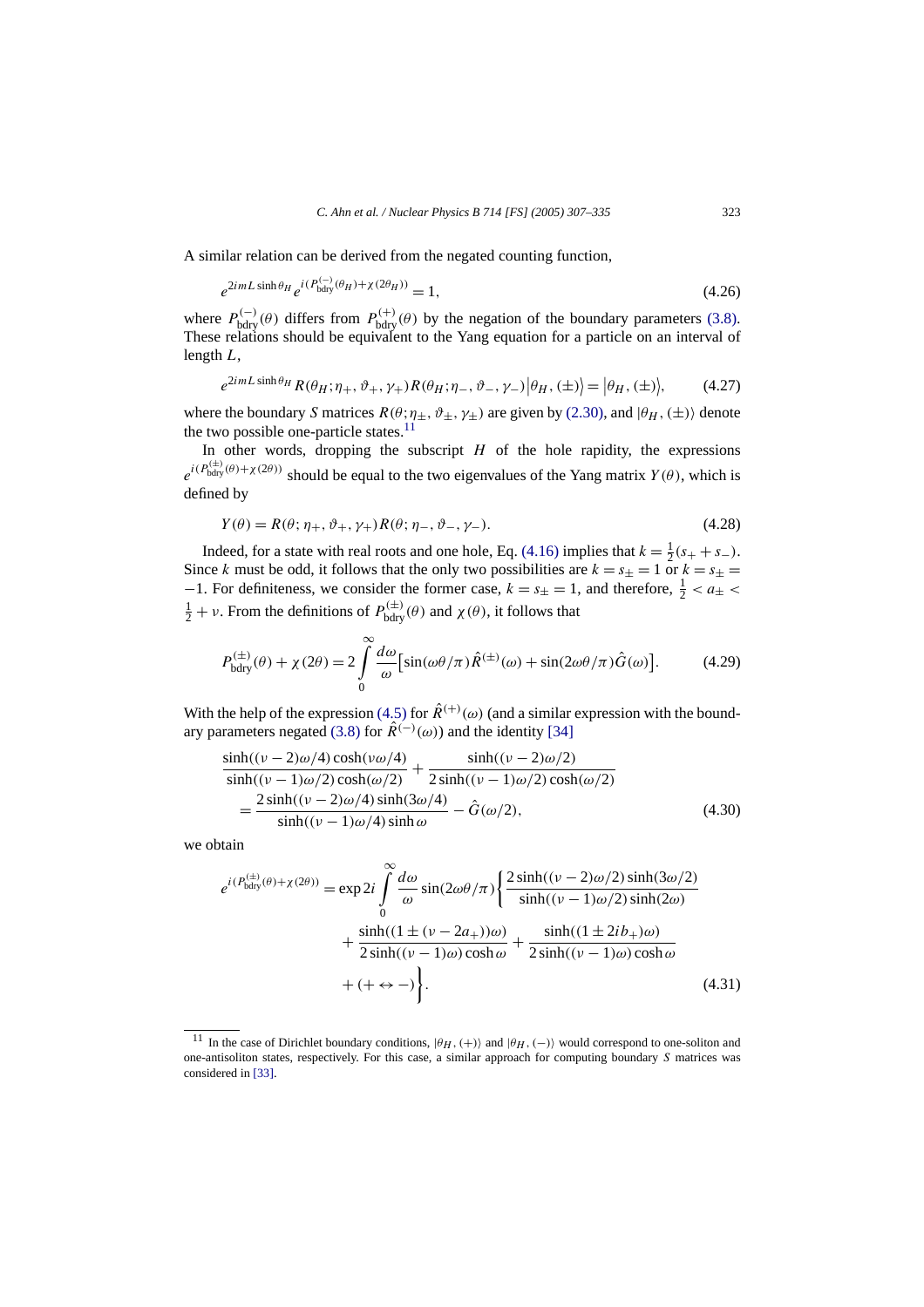A similar relation can be derived from the negated counting function,

$$e^{2imL\sinh\theta_H} e^{i(P_{\text{bdry}}^{(-)}(\theta_H)+\chi(2\theta_H))} = 1, \tag{4.26}$$

where $P_{\text{bdry}}^{(-)}(\theta)$ differs from $P_{\text{bdry}}^{(+)}(\theta)$ by the negation of the boundary parameters (3.8). These relations should be equivalent to the Yang equation for a particle on an interval of length $L$,

$$e^{2imL\sinh\theta_H} R(\theta_H;\eta_+,\vartheta_+,\gamma_+) R(\theta_H;\eta_-,\vartheta_-,\gamma_-)\big|\theta_H,(\pm)\big\rangle = \big|\theta_H,(\pm)\big\rangle, \tag{4.27}$$

where the boundary $S$ matrices $R(\theta;\eta_\pm,\vartheta_\pm,\gamma_\pm)$ are given by (2.30), and $|\theta_H,(\pm)\rangle$ denote the two possible one-particle states.[11]

In other words, dropping the subscript $H$ of the hole rapidity, the expressions $e^{i(P_{\text{bdry}}^{(\pm)}(\theta)+\chi(2\theta))}$ should be equal to the two eigenvalues of the Yang matrix $Y(\theta)$, which is defined by

$$Y(\theta) = R(\theta;\eta_+,\vartheta_+,\gamma_+) R(\theta;\eta_-,\vartheta_-,\gamma_-). \tag{4.28}$$

Indeed, for a state with real roots and one hole, Eq. (4.16) implies that $k = \frac{1}{2}(s_+ + s_-)$. Since $k$ must be odd, it follows that the only two possibilities are $k = s_\pm = 1$ or $k = s_\pm = -1$. For definiteness, we consider the former case, $k = s_\pm = 1$, and therefore, $\frac{1}{2} < a_\pm < \frac{1}{2} + \nu$. From the definitions of $P_{\text{bdry}}^{(\pm)}(\theta)$ and $\chi(\theta)$, it follows that

$$P_{\text{bdry}}^{(\pm)}(\theta) + \chi(2\theta) = 2\int_0^\infty \frac{d\omega}{\omega}\big[\sin(\omega\theta/\pi)\hat{R}^{(\pm)}(\omega) + \sin(2\omega\theta/\pi)\hat{G}(\omega)\big]. \tag{4.29}$$

With the help of the expression (4.5) for $\hat{R}^{(+)}(\omega)$ (and a similar expression with the boundary parameters negated (3.8) for $\hat{R}^{(-)}(\omega)$) and the identity [34]

$$\begin{aligned}
&\frac{\sinh((\nu-2)\omega/4)\cosh(\nu\omega/4)}{\sinh((\nu-1)\omega/2)\cosh(\omega/2)} + \frac{\sinh((\nu-2)\omega/2)}{2\sinh((\nu-1)\omega/2)\cosh(\omega/2)} \\
&\quad = \frac{2\sinh((\nu-2)\omega/4)\sinh(3\omega/4)}{\sinh((\nu-1)\omega/4)\sinh\omega} - \hat{G}(\omega/2),
\end{aligned} \tag{4.30}$$

we obtain

$$\begin{aligned}
e^{i(P_{\text{bdry}}^{(\pm)}(\theta)+\chi(2\theta))} = \exp 2i\int_0^\infty \frac{d\omega}{\omega}\sin(2\omega\theta/\pi)\bigg\{&\frac{2\sinh((\nu-2)\omega/2)\sinh(3\omega/2)}{\sinh((\nu-1)\omega/2)\sinh(2\omega)} \\
&+ \frac{\sinh((1\pm(\nu-2a_+))\omega)}{2\sinh((\nu-1)\omega)\cosh\omega} + \frac{\sinh((1\pm 2ib_+)\omega)}{2\sinh((\nu-1)\omega)\cosh\omega} \\
&+ (+\leftrightarrow -)\bigg\}.
\end{aligned} \tag{4.31}$$

---

[11] In the case of Dirichlet boundary conditions, $|\theta_H,(+)\rangle$ and $|\theta_H,(-)\rangle$ would correspond to one-soliton and one-antisoliton states, respectively. For this case, a similar approach for computing boundary $S$ matrices was considered in [33].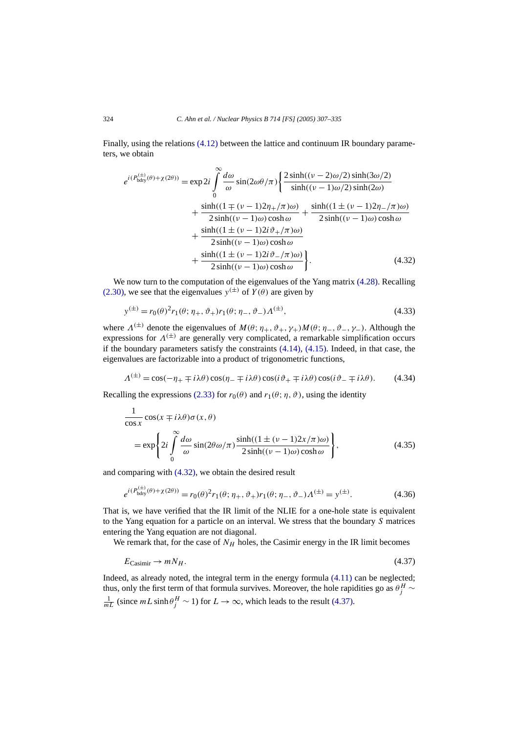Finally, using the relations (4.12) between the lattice and continuum IR boundary parameters, we obtain

$$
\begin{aligned}
e^{i(P_{\text{bdry}}^{(\pm)}(\theta)+\chi(2\theta))} = \exp 2i \int_0^\infty \frac{d\omega}{\omega} \sin(2\omega\theta/\pi) \Biggl\{ & \frac{2\sinh((\nu-2)\omega/2)\sinh(3\omega/2)}{\sinh((\nu-1)\omega/2)\sinh(2\omega)} \\
& + \frac{\sinh((1 \mp (\nu-1)2\eta_+/\pi)\omega)}{2\sinh((\nu-1)\omega)\cosh\omega} + \frac{\sinh((1 \pm (\nu-1)2\eta_-/\pi)\omega)}{2\sinh((\nu-1)\omega)\cosh\omega} \\
& + \frac{\sinh((1 \pm (\nu-1)2i\vartheta_+/\pi)\omega)}{2\sinh((\nu-1)\omega)\cosh\omega} \\
& + \frac{\sinh((1 \pm (\nu-1)2i\vartheta_-/\pi)\omega)}{2\sinh((\nu-1)\omega)\cosh\omega} \Biggr\}. \qquad (4.32)
\end{aligned}
$$

We now turn to the computation of the eigenvalues of the Yang matrix (4.28). Recalling (2.30), we see that the eigenvalues $y^{(\pm)}$ of $Y(\theta)$ are given by

$$
y^{(\pm)} = r_0(\theta)^2 r_1(\theta;\eta_+,\vartheta_+) r_1(\theta;\eta_-,\vartheta_-) \Lambda^{(\pm)}, \qquad (4.33)
$$

where $\Lambda^{(\pm)}$ denote the eigenvalues of $M(\theta;\eta_+,\vartheta_+,\gamma_+)M(\theta;\eta_-,\vartheta_-,\gamma_-)$. Although the expressions for $\Lambda^{(\pm)}$ are generally very complicated, a remarkable simplification occurs if the boundary parameters satisfy the constraints (4.14), (4.15). Indeed, in that case, the eigenvalues are factorizable into a product of trigonometric functions,

$$
\Lambda^{(\pm)} = \cos(-\eta_+ \mp i\lambda\theta)\cos(\eta_- \mp i\lambda\theta)\cos(i\vartheta_+ \mp i\lambda\theta)\cos(i\vartheta_- \mp i\lambda\theta). \qquad (4.34)
$$

Recalling the expressions (2.33) for $r_0(\theta)$ and $r_1(\theta;\eta,\vartheta)$, using the identity

$$
\begin{aligned}
& \frac{1}{\cos x}\cos(x \mp i\lambda\theta)\sigma(x,\theta) \\
& \quad = \exp\Biggl\{ 2i \int_0^\infty \frac{d\omega}{\omega} \sin(2\theta\omega/\pi) \frac{\sinh((1 \pm (\nu-1)2x/\pi)\omega)}{2\sinh((\nu-1)\omega)\cosh\omega} \Biggr\}, \qquad (4.35)
\end{aligned}
$$

and comparing with (4.32), we obtain the desired result

$$
e^{i(P_{\text{bdry}}^{(\pm)}(\theta)+\chi(2\theta))} = r_0(\theta)^2 r_1(\theta;\eta_+,\vartheta_+) r_1(\theta;\eta_-,\vartheta_-)\Lambda^{(\pm)} = y^{(\pm)}. \qquad (4.36)
$$

That is, we have verified that the IR limit of the NLIE for a one-hole state is equivalent to the Yang equation for a particle on an interval. We stress that the boundary $S$ matrices entering the Yang equation are not diagonal.

We remark that, for the case of $N_H$ holes, the Casimir energy in the IR limit becomes

$$
E_{\text{Casimir}} \to m N_H. \qquad (4.37)
$$

Indeed, as already noted, the integral term in the energy formula (4.11) can be neglected; thus, only the first term of that formula survives. Moreover, the hole rapidities go as $\theta_j^H \sim \frac{1}{mL}$ (since $mL\sinh\theta_j^H \sim 1$) for $L \to \infty$, which leads to the result (4.37).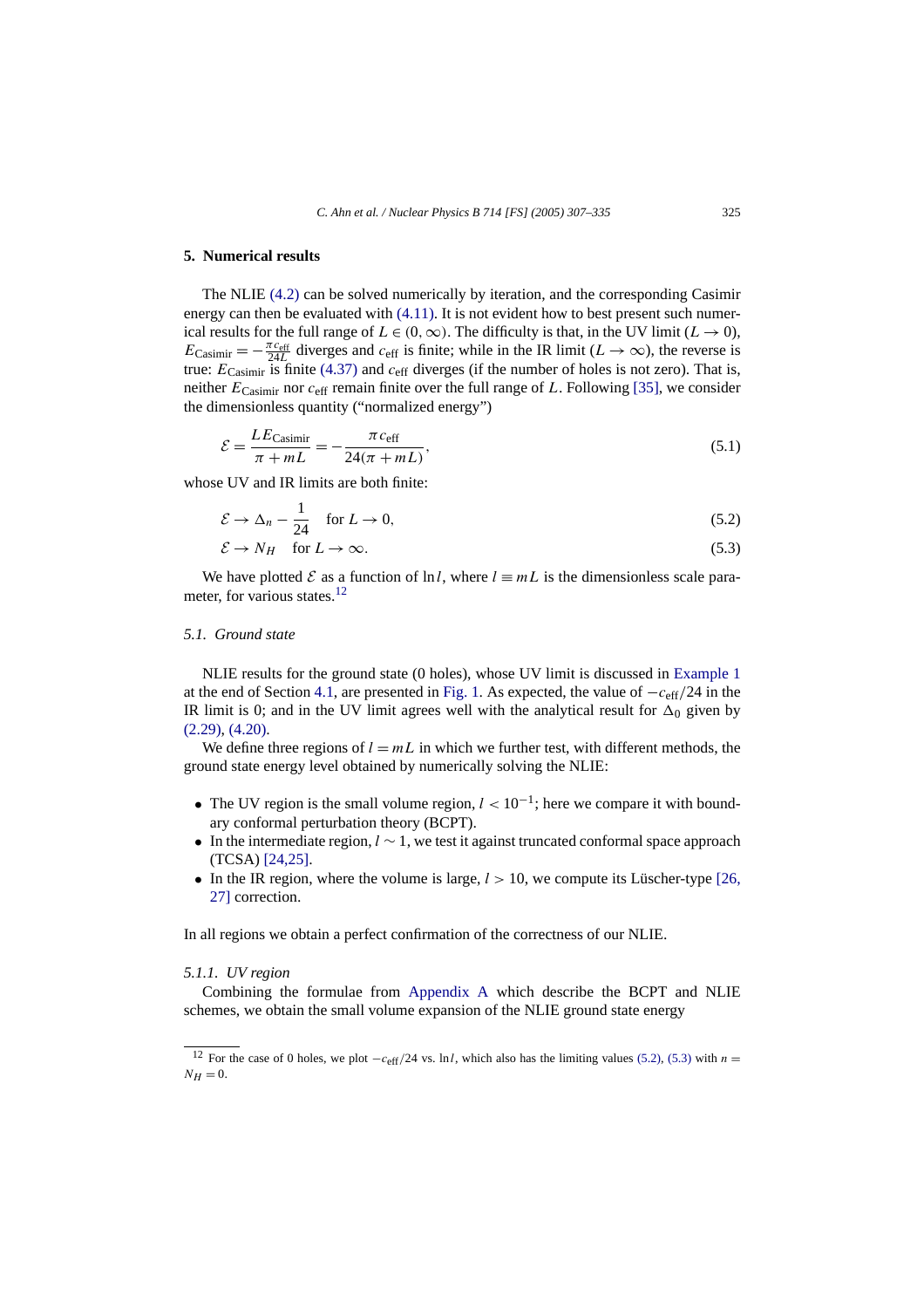## 5. Numerical results

The NLIE (4.2) can be solved numerically by iteration, and the corresponding Casimir energy can then be evaluated with (4.11). It is not evident how to best present such numerical results for the full range of $L \in (0, \infty)$. The difficulty is that, in the UV limit ($L \to 0$), $E_{\text{Casimir}} = -\frac{\pi c_{\text{eff}}}{24L}$ diverges and $c_{\text{eff}}$ is finite; while in the IR limit ($L \to \infty$), the reverse is true: $E_{\text{Casimir}}$ is finite (4.37) and $c_{\text{eff}}$ diverges (if the number of holes is not zero). That is, neither $E_{\text{Casimir}}$ nor $c_{\text{eff}}$ remain finite over the full range of $L$. Following [35], we consider the dimensionless quantity ("normalized energy")

$$\mathcal{E} = \frac{L E_{\text{Casimir}}}{\pi + mL} = -\frac{\pi c_{\text{eff}}}{24(\pi + mL)}, \tag{5.1}$$

whose UV and IR limits are both finite:

$$\mathcal{E} \to \Delta_n - \frac{1}{24} \quad \text{for } L \to 0, \tag{5.2}$$

$$\mathcal{E} \to N_H \quad \text{for } L \to \infty. \tag{5.3}$$

We have plotted $\mathcal{E}$ as a function of $\ln l$, where $l \equiv mL$ is the dimensionless scale parameter, for various states.[12]

### 5.1. Ground state

NLIE results for the ground state (0 holes), whose UV limit is discussed in Example 1 at the end of Section 4.1, are presented in Fig. 1. As expected, the value of $-c_{\text{eff}}/24$ in the IR limit is 0; and in the UV limit agrees well with the analytical result for $\Delta_0$ given by (2.29), (4.20).

We define three regions of $l = mL$ in which we further test, with different methods, the ground state energy level obtained by numerically solving the NLIE:

- The UV region is the small volume region, $l < 10^{-1}$; here we compare it with boundary conformal perturbation theory (BCPT).
- In the intermediate region, $l \sim 1$, we test it against truncated conformal space approach (TCSA) [24,25].
- In the IR region, where the volume is large, $l > 10$, we compute its Lüscher-type [26, 27] correction.

In all regions we obtain a perfect confirmation of the correctness of our NLIE.

#### 5.1.1. UV region

Combining the formulae from Appendix A which describe the BCPT and NLIE schemes, we obtain the small volume expansion of the NLIE ground state energy

[12] For the case of 0 holes, we plot $-c_{\text{eff}}/24$ vs. $\ln l$, which also has the limiting values (5.2), (5.3) with $n = N_H = 0$.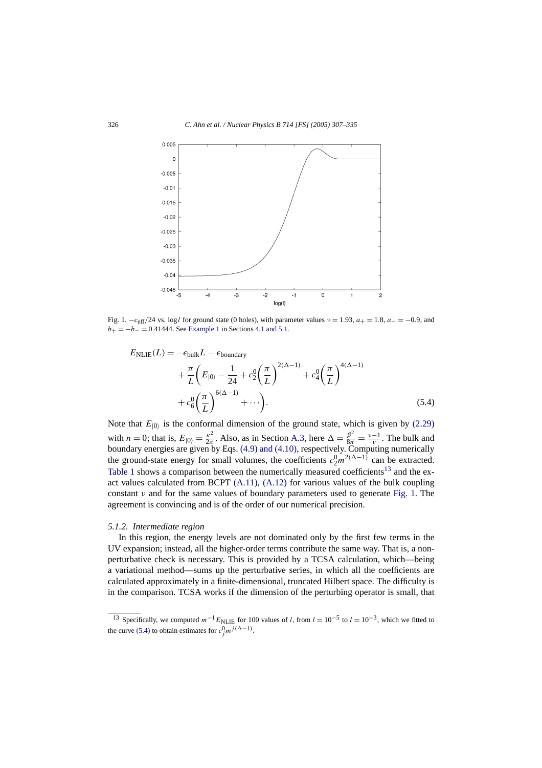Fig. 1. $-c_{\text{eff}}/24$ vs. $\log l$ for ground state (0 holes), with parameter values $\nu = 1.93$, $a_+ = 1.8$, $a_- = -0.9$, and $b_+ = -b_- = 0.41444$. See Example 1 in Sections 4.1 and 5.1.

$$
\begin{aligned}
E_{\text{NLIE}}(L) = {} & -\epsilon_{\text{bulk}} L - \epsilon_{\text{boundary}} \\
& + \frac{\pi}{L}\left( E_{|0\rangle} - \frac{1}{24} + c_2^0 \left(\frac{\pi}{L}\right)^{2(\Delta-1)} + c_4^0 \left(\frac{\pi}{L}\right)^{4(\Delta-1)} \right. \\
& \left. + c_6^0 \left(\frac{\pi}{L}\right)^{6(\Delta-1)} + \cdots \right).
\end{aligned}
\tag{5.4}
$$

Note that $E_{|0\rangle}$ is the conformal dimension of the ground state, which is given by (2.29) with $n = 0$; that is, $E_{|0\rangle} = \frac{\kappa^2}{2\pi}$. Also, as in Section A.3, here $\Delta = \frac{\beta^2}{8\pi} = \frac{\nu-1}{\nu}$. The bulk and boundary energies are given by Eqs. (4.9) and (4.10), respectively. Computing numerically the ground-state energy for small volumes, the coefficients $c_2^0 m^{2(\Delta-1)}$ can be extracted. Table 1 shows a comparison between the numerically measured coefficients[13] and the exact values calculated from BCPT (A.11), (A.12) for various values of the bulk coupling constant $\nu$ and for the same values of boundary parameters used to generate Fig. 1. The agreement is convincing and is of the order of our numerical precision.

### 5.1.2. Intermediate region

In this region, the energy levels are not dominated only by the first few terms in the UV expansion; instead, all the higher-order terms contribute the same way. That is, a non-perturbative check is necessary. This is provided by a TCSA calculation, which—being a variational method—sums up the perturbative series, in which all the coefficients are calculated approximately in a finite-dimensional, truncated Hilbert space. The difficulty is in the comparison. TCSA works if the dimension of the perturbing operator is small, that

[13] Specifically, we computed $m^{-1} E_{\text{NLIE}}$ for 100 values of $l$, from $l = 10^{-5}$ to $l = 10^{-3}$, which we fitted to the curve (5.4) to obtain estimates for $c_j^0 m^{j(\Delta-1)}$.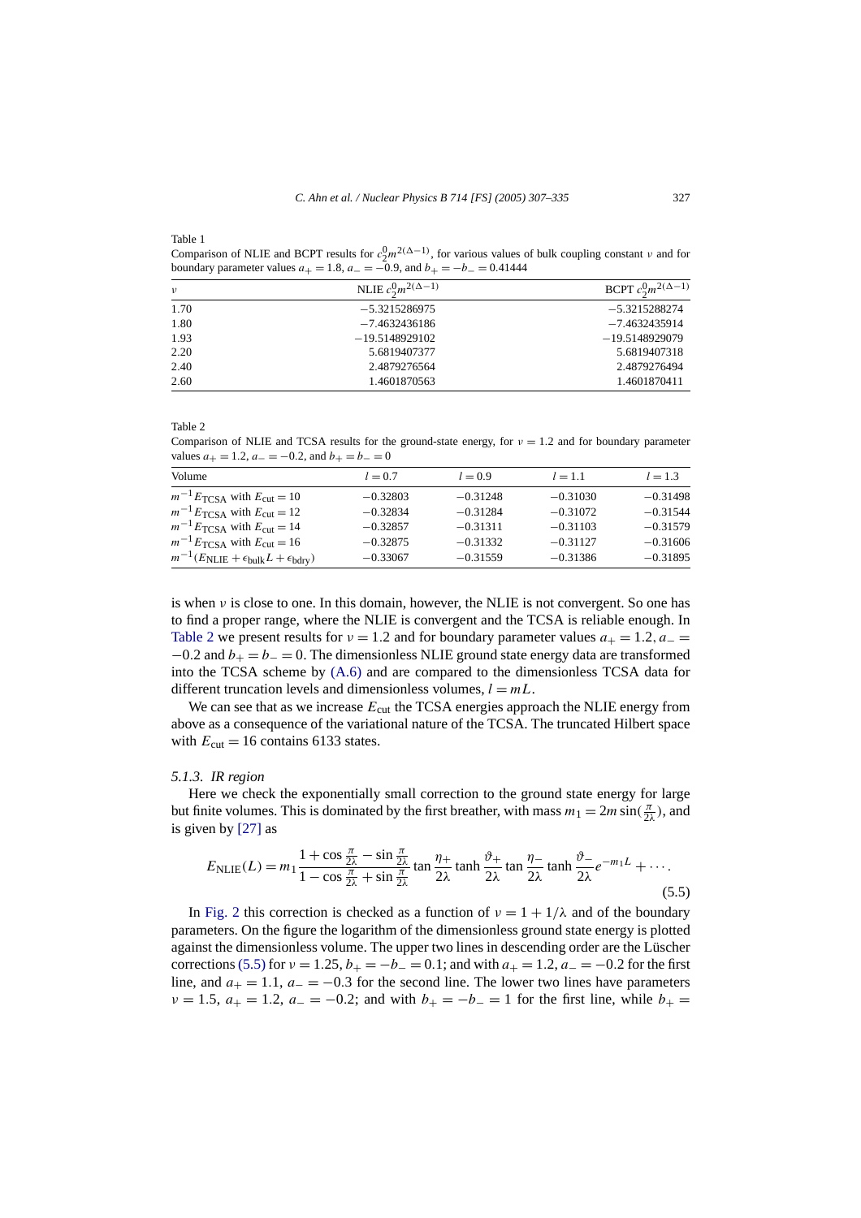Table 1
Comparison of NLIE and BCPT results for $c_2^0 m^{2(\Delta-1)}$, for various values of bulk coupling constant $\nu$ and for boundary parameter values $a_+ = 1.8$, $a_- = -0.9$, and $b_+ = -b_- = 0.41444$

| $\nu$ | NLIE $c_2^0 m^{2(\Delta-1)}$ | BCPT $c_2^0 m^{2(\Delta-1)}$ |
|---|---|---|
| 1.70 | −5.3215286975 | −5.3215288274 |
| 1.80 | −7.4632436186 | −7.4632435914 |
| 1.93 | −19.5148929102 | −19.5148929079 |
| 2.20 | 5.6819407377 | 5.6819407318 |
| 2.40 | 2.4879276564 | 2.4879276494 |
| 2.60 | 1.4601870563 | 1.4601870411 |

Table 2
Comparison of NLIE and TCSA results for the ground-state energy, for $\nu = 1.2$ and for boundary parameter values $a_+ = 1.2$, $a_- = -0.2$, and $b_+ = b_- = 0$

| Volume | $l = 0.7$ | $l = 0.9$ | $l = 1.1$ | $l = 1.3$ |
|---|---|---|---|---|
| $m^{-1}E_{\mathrm{TCSA}}$ with $E_{\mathrm{cut}} = 10$ | −0.32803 | −0.31248 | −0.31030 | −0.31498 |
| $m^{-1}E_{\mathrm{TCSA}}$ with $E_{\mathrm{cut}} = 12$ | −0.32834 | −0.31284 | −0.31072 | −0.31544 |
| $m^{-1}E_{\mathrm{TCSA}}$ with $E_{\mathrm{cut}} = 14$ | −0.32857 | −0.31311 | −0.31103 | −0.31579 |
| $m^{-1}E_{\mathrm{TCSA}}$ with $E_{\mathrm{cut}} = 16$ | −0.32875 | −0.31332 | −0.31127 | −0.31606 |
| $m^{-1}(E_{\mathrm{NLIE}} + \epsilon_{\mathrm{bulk}}L + \epsilon_{\mathrm{bdry}})$ | −0.33067 | −0.31559 | −0.31386 | −0.31895 |

is when $\nu$ is close to one. In this domain, however, the NLIE is not convergent. So one has to find a proper range, where the NLIE is convergent and the TCSA is reliable enough. In Table 2 we present results for $\nu = 1.2$ and for boundary parameter values $a_+ = 1.2$, $a_- = -0.2$ and $b_+ = b_- = 0$. The dimensionless NLIE ground state energy data are transformed into the TCSA scheme by (A.6) and are compared to the dimensionless TCSA data for different truncation levels and dimensionless volumes, $l = mL$.

We can see that as we increase $E_{\mathrm{cut}}$ the TCSA energies approach the NLIE energy from above as a consequence of the variational nature of the TCSA. The truncated Hilbert space with $E_{\mathrm{cut}} = 16$ contains 6133 states.

#### 5.1.3. IR region

Here we check the exponentially small correction to the ground state energy for large but finite volumes. This is dominated by the first breather, with mass $m_1 = 2m\sin(\frac{\pi}{2\lambda})$, and is given by [27] as

$$E_{\mathrm{NLIE}}(L) = m_1 \frac{1 + \cos\frac{\pi}{2\lambda} - \sin\frac{\pi}{2\lambda}}{1 - \cos\frac{\pi}{2\lambda} + \sin\frac{\pi}{2\lambda}} \tan\frac{\eta_+}{2\lambda} \tanh\frac{\vartheta_+}{2\lambda} \tan\frac{\eta_-}{2\lambda} \tanh\frac{\vartheta_-}{2\lambda} e^{-m_1 L} + \cdots. \tag{5.5}$$

In Fig. 2 this correction is checked as a function of $\nu = 1 + 1/\lambda$ and of the boundary parameters. On the figure the logarithm of the dimensionless ground state energy is plotted against the dimensionless volume. The upper two lines in descending order are the Lüscher corrections (5.5) for $\nu = 1.25$, $b_+ = -b_- = 0.1$; and with $a_+ = 1.2$, $a_- = -0.2$ for the first line, and $a_+ = 1.1$, $a_- = -0.3$ for the second line. The lower two lines have parameters $\nu = 1.5$, $a_+ = 1.2$, $a_- = -0.2$; and with $b_+ = -b_- = 1$ for the first line, while $b_+ =$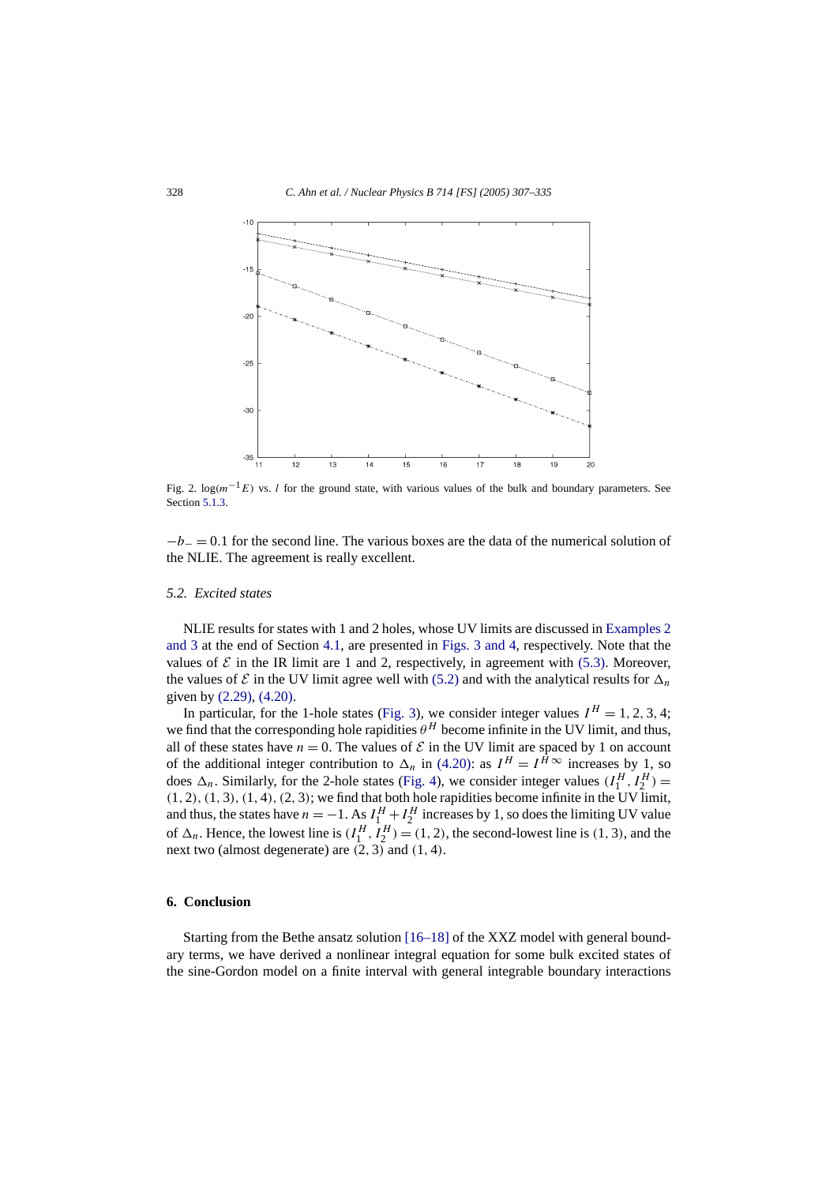Fig. 2. $\log(m^{-1}E)$ vs. $l$ for the ground state, with various values of the bulk and boundary parameters. See Section 5.1.3.

$-b_- = 0.1$ for the second line. The various boxes are the data of the numerical solution of the NLIE. The agreement is really excellent.

### 5.2. Excited states

NLIE results for states with 1 and 2 holes, whose UV limits are discussed in Examples 2 and 3 at the end of Section 4.1, are presented in Figs. 3 and 4, respectively. Note that the values of $\mathcal{E}$ in the IR limit are 1 and 2, respectively, in agreement with (5.3). Moreover, the values of $\mathcal{E}$ in the UV limit agree well with (5.2) and with the analytical results for $\Delta_n$ given by (2.29), (4.20).

In particular, for the 1-hole states (Fig. 3), we consider integer values $I^H = 1, 2, 3, 4$; we find that the corresponding hole rapidities $\theta^H$ become infinite in the UV limit, and thus, all of these states have $n = 0$. The values of $\mathcal{E}$ in the UV limit are spaced by 1 on account of the additional integer contribution to $\Delta_n$ in (4.20): as $I^H = I^{H\infty}$ increases by 1, so does $\Delta_n$. Similarly, for the 2-hole states (Fig. 4), we consider integer values $(I_1^H, I_2^H) = (1, 2), (1, 3), (1, 4), (2, 3)$; we find that both hole rapidities become infinite in the UV limit, and thus, the states have $n = -1$. As $I_1^H + I_2^H$ increases by 1, so does the limiting UV value of $\Delta_n$. Hence, the lowest line is $(I_1^H, I_2^H) = (1, 2)$, the second-lowest line is $(1, 3)$, and the next two (almost degenerate) are $(2, 3)$ and $(1, 4)$.

## 6. Conclusion

Starting from the Bethe ansatz solution [16–18] of the XXZ model with general boundary terms, we have derived a nonlinear integral equation for some bulk excited states of the sine-Gordon model on a finite interval with general integrable boundary interactions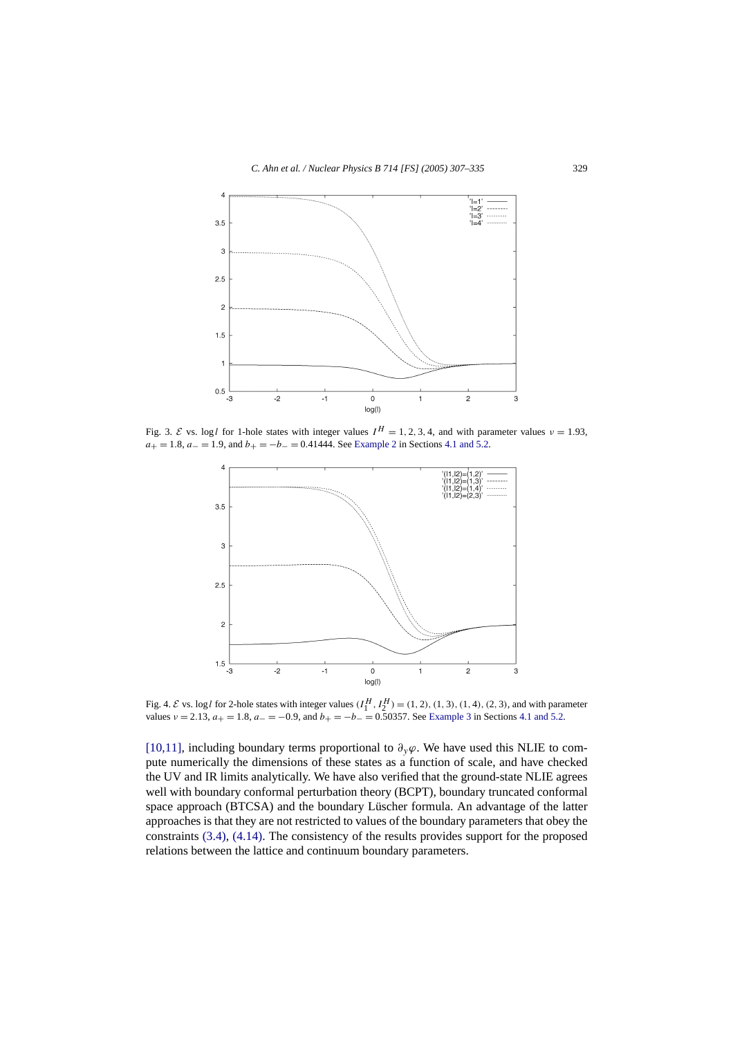Fig. 3. $\mathcal{E}$ vs. $\log l$ for 1-hole states with integer values $I^H = 1, 2, 3, 4$, and with parameter values $\nu = 1.93$, $a_+ = 1.8$, $a_- = 1.9$, and $b_+ = -b_- = 0.41444$. See Example 2 in Sections 4.1 and 5.2.

Fig. 4. $\mathcal{E}$ vs. $\log l$ for 2-hole states with integer values $(I_1^H, I_2^H) = (1,2), (1,3), (1,4), (2,3)$, and with parameter values $\nu = 2.13$, $a_+ = 1.8$, $a_- = -0.9$, and $b_+ = -b_- = 0.50357$. See Example 3 in Sections 4.1 and 5.2.

[10,11], including boundary terms proportional to $\partial_y \varphi$. We have used this NLIE to compute numerically the dimensions of these states as a function of scale, and have checked the UV and IR limits analytically. We have also verified that the ground-state NLIE agrees well with boundary conformal perturbation theory (BCPT), boundary truncated conformal space approach (BTCSA) and the boundary Lüscher formula. An advantage of the latter approaches is that they are not restricted to values of the boundary parameters that obey the constraints (3.4), (4.14). The consistency of the results provides support for the proposed relations between the lattice and continuum boundary parameters.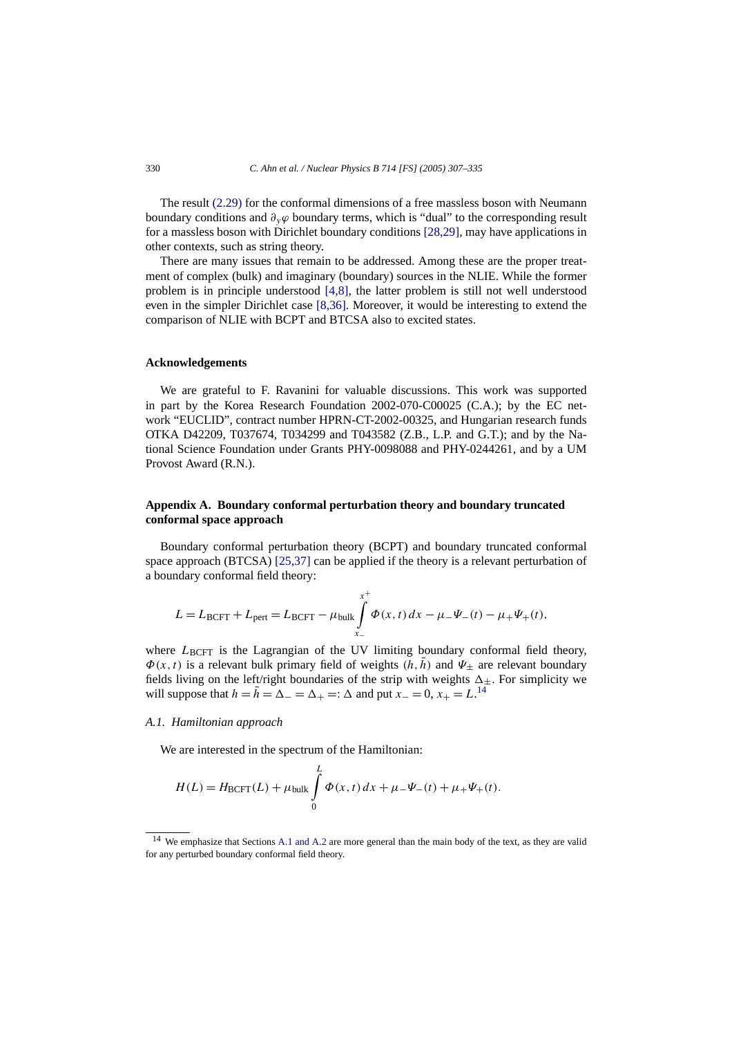The result (2.29) for the conformal dimensions of a free massless boson with Neumann boundary conditions and $\partial_y \varphi$ boundary terms, which is "dual" to the corresponding result for a massless boson with Dirichlet boundary conditions [28,29], may have applications in other contexts, such as string theory.

There are many issues that remain to be addressed. Among these are the proper treatment of complex (bulk) and imaginary (boundary) sources in the NLIE. While the former problem is in principle understood [4,8], the latter problem is still not well understood even in the simpler Dirichlet case [8,36]. Moreover, it would be interesting to extend the comparison of NLIE with BCPT and BTCSA also to excited states.

## Acknowledgements

We are grateful to F. Ravanini for valuable discussions. This work was supported in part by the Korea Research Foundation 2002-070-C00025 (C.A.); by the EC network "EUCLID", contract number HPRN-CT-2002-00325, and Hungarian research funds OTKA D42209, T037674, T034299 and T043582 (Z.B., L.P. and G.T.); and by the National Science Foundation under Grants PHY-0098088 and PHY-0244261, and by a UM Provost Award (R.N.).

## Appendix A. Boundary conformal perturbation theory and boundary truncated conformal space approach

Boundary conformal perturbation theory (BCPT) and boundary truncated conformal space approach (BTCSA) [25,37] can be applied if the theory is a relevant perturbation of a boundary conformal field theory:

$$L = L_{\mathrm{BCFT}} + L_{\mathrm{pert}} = L_{\mathrm{BCFT}} - \mu_{\mathrm{bulk}} \int_{x_-}^{x^+} \Phi(x,t)\, dx - \mu_- \Psi_-(t) - \mu_+ \Psi_+(t),$$

where $L_{\mathrm{BCFT}}$ is the Lagrangian of the UV limiting boundary conformal field theory, $\Phi(x,t)$ is a relevant bulk primary field of weights $(h, \bar{h})$ and $\Psi_\pm$ are relevant boundary fields living on the left/right boundaries of the strip with weights $\Delta_\pm$. For simplicity we will suppose that $h = \bar{h} = \Delta_- = \Delta_+ =: \Delta$ and put $x_- = 0$, $x_+ = L$.[14]

### A.1. Hamiltonian approach

We are interested in the spectrum of the Hamiltonian:

$$H(L) = H_{\mathrm{BCFT}}(L) + \mu_{\mathrm{bulk}} \int_0^L \Phi(x,t)\, dx + \mu_- \Psi_-(t) + \mu_+ \Psi_+(t).$$

[14] We emphasize that Sections A.1 and A.2 are more general than the main body of the text, as they are valid for any perturbed boundary conformal field theory.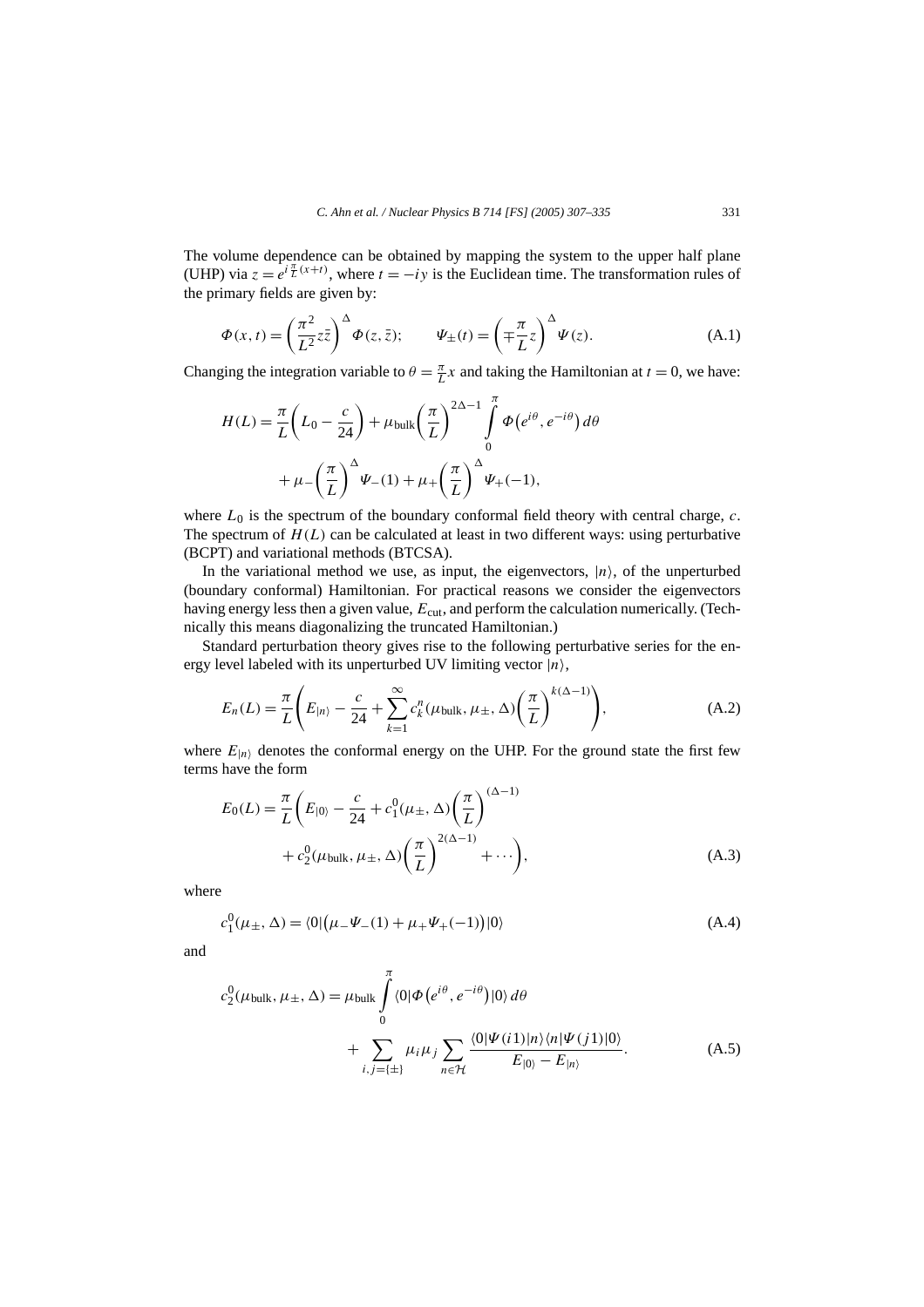The volume dependence can be obtained by mapping the system to the upper half plane (UHP) via $z = e^{i\frac{\pi}{L}(x+t)}$, where $t = -iy$ is the Euclidean time. The transformation rules of the primary fields are given by:

$$\Phi(x,t) = \left(\frac{\pi^2}{L^2} z\bar{z}\right)^{\Delta} \Phi(z,\bar{z}); \qquad \Psi_{\pm}(t) = \left(\mp\frac{\pi}{L} z\right)^{\Delta} \Psi(z). \tag{A.1}$$

Changing the integration variable to $\theta = \frac{\pi}{L}x$ and taking the Hamiltonian at $t = 0$, we have:

$$H(L) = \frac{\pi}{L}\left(L_0 - \frac{c}{24}\right) + \mu_{\text{bulk}}\left(\frac{\pi}{L}\right)^{2\Delta-1} \int_0^{\pi} \Phi\left(e^{i\theta}, e^{-i\theta}\right) d\theta$$
$$+ \mu_{-}\left(\frac{\pi}{L}\right)^{\Delta} \Psi_{-}(1) + \mu_{+}\left(\frac{\pi}{L}\right)^{\Delta} \Psi_{+}(-1),$$

where $L_0$ is the spectrum of the boundary conformal field theory with central charge, $c$. The spectrum of $H(L)$ can be calculated at least in two different ways: using perturbative (BCPT) and variational methods (BTCSA).

In the variational method we use, as input, the eigenvectors, $|n\rangle$, of the unperturbed (boundary conformal) Hamiltonian. For practical reasons we consider the eigenvectors having energy less then a given value, $E_{\text{cut}}$, and perform the calculation numerically. (Technically this means diagonalizing the truncated Hamiltonian.)

Standard perturbation theory gives rise to the following perturbative series for the energy level labeled with its unperturbed UV limiting vector $|n\rangle$,

$$E_n(L) = \frac{\pi}{L}\left(E_{|n\rangle} - \frac{c}{24} + \sum_{k=1}^{\infty} c_k^n(\mu_{\text{bulk}}, \mu_{\pm}, \Delta)\left(\frac{\pi}{L}\right)^{k(\Delta-1)}\right), \tag{A.2}$$

where $E_{|n\rangle}$ denotes the conformal energy on the UHP. For the ground state the first few terms have the form

$$E_0(L) = \frac{\pi}{L}\left(E_{|0\rangle} - \frac{c}{24} + c_1^0(\mu_{\pm}, \Delta)\left(\frac{\pi}{L}\right)^{(\Delta-1)}\right.$$
$$\left. + c_2^0(\mu_{\text{bulk}}, \mu_{\pm}, \Delta)\left(\frac{\pi}{L}\right)^{2(\Delta-1)} + \cdots\right), \tag{A.3}$$

where

$$c_1^0(\mu_{\pm}, \Delta) = \langle 0|\left(\mu_{-}\Psi_{-}(1) + \mu_{+}\Psi_{+}(-1)\right)|0\rangle \tag{A.4}$$

and

$$c_2^0(\mu_{\text{bulk}}, \mu_{\pm}, \Delta) = \mu_{\text{bulk}} \int_0^{\pi} \langle 0|\Phi\left(e^{i\theta}, e^{-i\theta}\right)|0\rangle\, d\theta$$
$$+ \sum_{i,j=\{\pm\}} \mu_i \mu_j \sum_{n \in \mathcal{H}} \frac{\langle 0|\Psi(i1)|n\rangle\langle n|\Psi(j1)|0\rangle}{E_{|0\rangle} - E_{|n\rangle}}. \tag{A.5}$$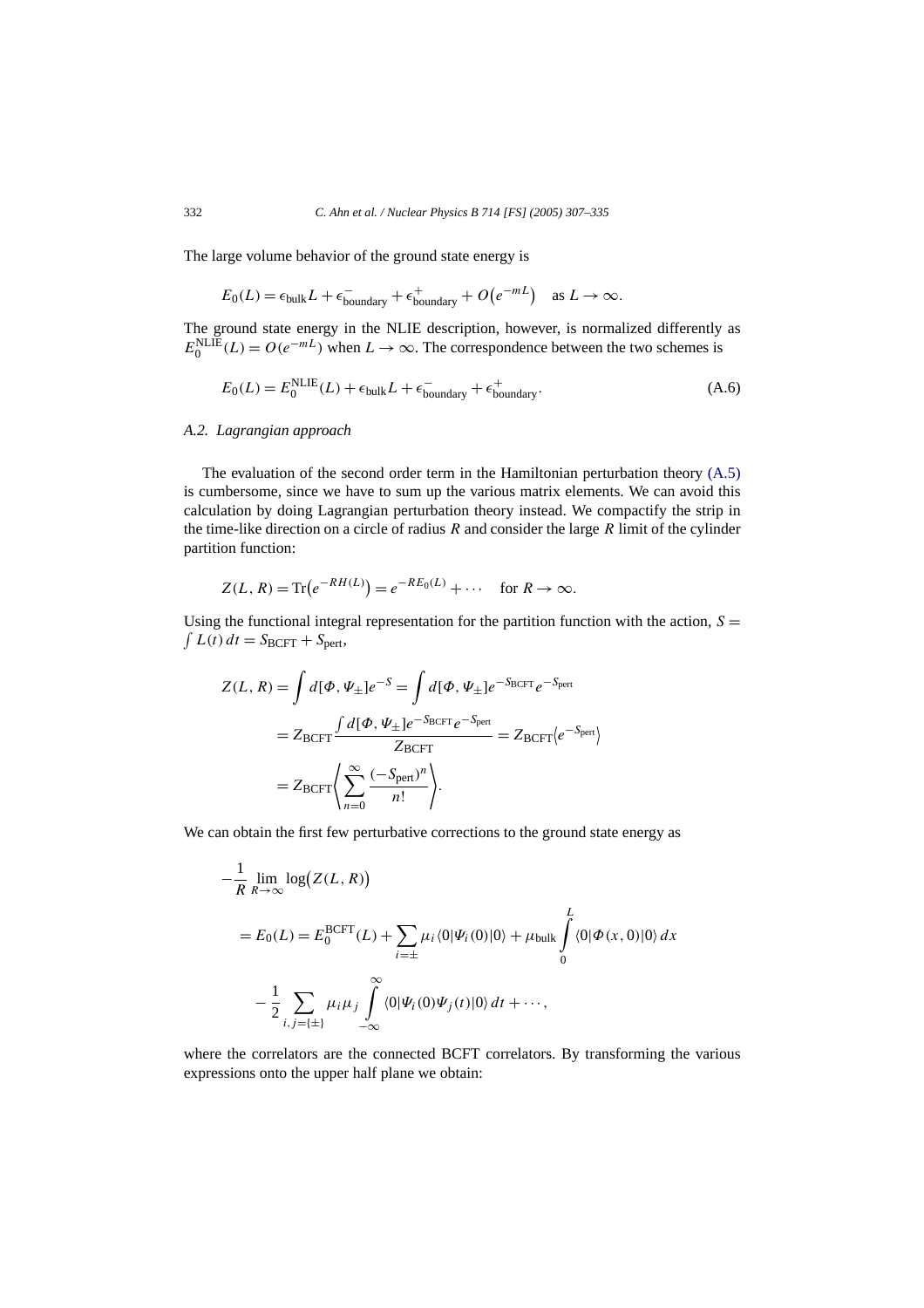The large volume behavior of the ground state energy is

$$E_0(L) = \epsilon_{\text{bulk}} L + \epsilon^{-}_{\text{boundary}} + \epsilon^{+}_{\text{boundary}} + O\big(e^{-mL}\big) \quad \text{as } L \to \infty.$$

The ground state energy in the NLIE description, however, is normalized differently as $E_0^{\text{NLIE}}(L) = O(e^{-mL})$ when $L \to \infty$. The correspondence between the two schemes is

$$E_0(L) = E_0^{\text{NLIE}}(L) + \epsilon_{\text{bulk}} L + \epsilon^{-}_{\text{boundary}} + \epsilon^{+}_{\text{boundary}}. \tag{A.6}$$

### A.2. Lagrangian approach

The evaluation of the second order term in the Hamiltonian perturbation theory (A.5) is cumbersome, since we have to sum up the various matrix elements. We can avoid this calculation by doing Lagrangian perturbation theory instead. We compactify the strip in the time-like direction on a circle of radius $R$ and consider the large $R$ limit of the cylinder partition function:

$$Z(L,R) = \operatorname{Tr}\big(e^{-RH(L)}\big) = e^{-RE_0(L)} + \cdots \quad \text{for } R \to \infty.$$

Using the functional integral representation for the partition function with the action, $S = \int L(t)\,dt = S_{\text{BCFT}} + S_{\text{pert}}$,

$$\begin{aligned}
Z(L,R) &= \int d[\Phi,\Psi_\pm]e^{-S} = \int d[\Phi,\Psi_\pm]e^{-S_{\text{BCFT}}}e^{-S_{\text{pert}}} \\
&= Z_{\text{BCFT}} \frac{\int d[\Phi,\Psi_\pm]e^{-S_{\text{BCFT}}}e^{-S_{\text{pert}}}}{Z_{\text{BCFT}}} = Z_{\text{BCFT}}\big\langle e^{-S_{\text{pert}}}\big\rangle \\
&= Z_{\text{BCFT}}\left\langle \sum_{n=0}^{\infty} \frac{(-S_{\text{pert}})^n}{n!}\right\rangle.
\end{aligned}$$

We can obtain the first few perturbative corrections to the ground state energy as

$$\begin{aligned}
&-\frac{1}{R}\lim_{R\to\infty}\log\big(Z(L,R)\big) \\
&= E_0(L) = E_0^{\text{BCFT}}(L) + \sum_{i=\pm}\mu_i\langle 0|\Psi_i(0)|0\rangle + \mu_{\text{bulk}}\int_0^L \langle 0|\Phi(x,0)|0\rangle\,dx \\
&\quad - \frac{1}{2}\sum_{i,j=\{\pm\}}\mu_i\mu_j\int_{-\infty}^{\infty}\langle 0|\Psi_i(0)\Psi_j(t)|0\rangle\,dt + \cdots,
\end{aligned}$$

where the correlators are the connected BCFT correlators. By transforming the various expressions onto the upper half plane we obtain: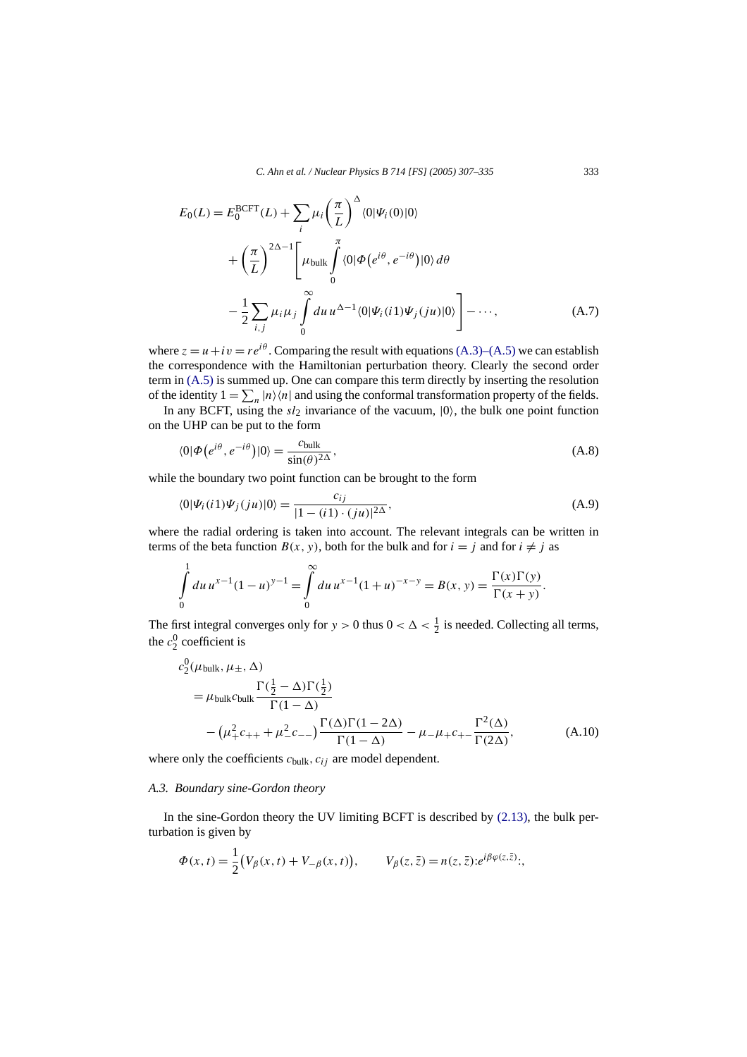$$
\begin{aligned}
E_0(L) = {} & E_0^{\mathrm{BCFT}}(L) + \sum_i \mu_i \left(\frac{\pi}{L}\right)^{\Delta} \langle 0|\Psi_i(0)|0\rangle \\
& + \left(\frac{\pi}{L}\right)^{2\Delta-1} \Bigg[ \mu_{\mathrm{bulk}} \int_0^{\pi} \langle 0|\Phi\big(e^{i\theta}, e^{-i\theta}\big)|0\rangle \, d\theta \\
& - \frac{1}{2} \sum_{i,j} \mu_i \mu_j \int_0^{\infty} du \, u^{\Delta-1} \langle 0|\Psi_i(i1)\Psi_j(ju)|0\rangle \Bigg] - \cdots,
\end{aligned}
\tag{A.7}
$$

where $z = u + iv = re^{i\theta}$. Comparing the result with equations (A.3)–(A.5) we can establish the correspondence with the Hamiltonian perturbation theory. Clearly the second order term in (A.5) is summed up. One can compare this term directly by inserting the resolution of the identity $1 = \sum_n |n\rangle\langle n|$ and using the conformal transformation property of the fields.

In any BCFT, using the $sl_2$ invariance of the vacuum, $|0\rangle$, the bulk one point function on the UHP can be put to the form

$$
\langle 0|\Phi\big(e^{i\theta}, e^{-i\theta}\big)|0\rangle = \frac{c_{\mathrm{bulk}}}{\sin(\theta)^{2\Delta}},
\tag{A.8}
$$

while the boundary two point function can be brought to the form

$$
\langle 0|\Psi_i(i1)\Psi_j(ju)|0\rangle = \frac{c_{ij}}{|1-(i1)\cdot(ju)|^{2\Delta}},
\tag{A.9}
$$

where the radial ordering is taken into account. The relevant integrals can be written in terms of the beta function $B(x, y)$, both for the bulk and for $i = j$ and for $i \neq j$ as

$$
\int_0^1 du \, u^{x-1}(1-u)^{y-1} = \int_0^{\infty} du \, u^{x-1}(1+u)^{-x-y} = B(x, y) = \frac{\Gamma(x)\Gamma(y)}{\Gamma(x+y)}.
$$

The first integral converges only for $y > 0$ thus $0 < \Delta < \frac{1}{2}$ is needed. Collecting all terms, the $c_2^0$ coefficient is

$$
\begin{aligned}
& c_2^0(\mu_{\mathrm{bulk}}, \mu_{\pm}, \Delta) \\
& \quad = \mu_{\mathrm{bulk}} c_{\mathrm{bulk}} \frac{\Gamma(\frac{1}{2}-\Delta)\Gamma(\frac{1}{2})}{\Gamma(1-\Delta)} \\
& \qquad - \big(\mu_+^2 c_{++} + \mu_-^2 c_{--}\big) \frac{\Gamma(\Delta)\Gamma(1-2\Delta)}{\Gamma(1-\Delta)} - \mu_-\mu_+ c_{+-} \frac{\Gamma^2(\Delta)}{\Gamma(2\Delta)},
\end{aligned}
\tag{A.10}
$$

where only the coefficients $c_{\mathrm{bulk}}, c_{ij}$ are model dependent.

### *A.3. Boundary sine-Gordon theory*

In the sine-Gordon theory the UV limiting BCFT is described by (2.13), the bulk perturbation is given by

$$
\Phi(x, t) = \frac{1}{2}\big(V_{\beta}(x, t) + V_{-\beta}(x, t)\big), \qquad V_{\beta}(z, \bar{z}) = n(z, \bar{z}) {:} e^{i\beta\varphi(z,\bar{z})} {:},
$$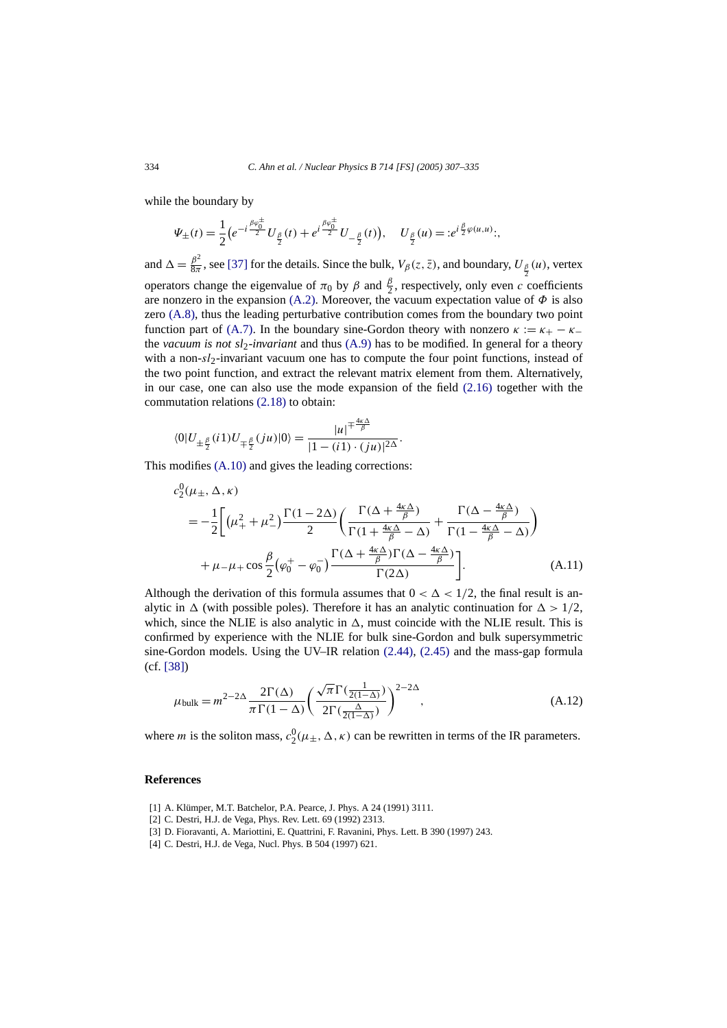while the boundary by

$$\Psi_{\pm}(t) = \frac{1}{2}\left(e^{-i\frac{\beta\varphi_0^{\pm}}{2}} U_{\frac{\beta}{2}}(t) + e^{i\frac{\beta\varphi_0^{\pm}}{2}} U_{-\frac{\beta}{2}}(t)\right), \quad U_{\frac{\beta}{2}}(u) = {:}e^{i\frac{\beta}{2}\varphi(u,u)}{:},$$

and $\Delta = \frac{\beta^2}{8\pi}$, see [37] for the details. Since the bulk, $V_\beta(z,\bar{z})$, and boundary, $U_{\frac{\beta}{2}}(u)$, vertex operators change the eigenvalue of $\pi_0$ by $\beta$ and $\frac{\beta}{2}$, respectively, only even $c$ coefficients are nonzero in the expansion (A.2). Moreover, the vacuum expectation value of $\Phi$ is also zero (A.8), thus the leading perturbative contribution comes from the boundary two point function part of (A.7). In the boundary sine-Gordon theory with nonzero $\kappa := \kappa_+ - \kappa_-$ the *vacuum is not $sl_2$-invariant* and thus (A.9) has to be modified. In general for a theory with a non-$sl_2$-invariant vacuum one has to compute the four point functions, instead of the two point function, and extract the relevant matrix element from them. Alternatively, in our case, one can also use the mode expansion of the field (2.16) together with the commutation relations (2.18) to obtain:

$$\langle 0|U_{\pm\frac{\beta}{2}}(i1)U_{\mp\frac{\beta}{2}}(ju)|0\rangle = \frac{|u|^{\mp\frac{4\kappa\Delta}{\beta}}}{|1-(i1)\cdot(ju)|^{2\Delta}}.$$

This modifies (A.10) and gives the leading corrections:

$$\begin{aligned}
&c_2^0(\mu_\pm, \Delta, \kappa) \\
&\quad = -\frac{1}{2}\Bigg[\left(\mu_+^2 + \mu_-^2\right)\frac{\Gamma(1-2\Delta)}{2}\left(\frac{\Gamma(\Delta + \frac{4\kappa\Delta}{\beta})}{\Gamma(1+\frac{4\kappa\Delta}{\beta} - \Delta)} + \frac{\Gamma(\Delta - \frac{4\kappa\Delta}{\beta})}{\Gamma(1-\frac{4\kappa\Delta}{\beta} - \Delta)}\right) \\
&\qquad + \mu_-\mu_+ \cos\frac{\beta}{2}\left(\varphi_0^+ - \varphi_0^-\right)\frac{\Gamma(\Delta + \frac{4\kappa\Delta}{\beta})\Gamma(\Delta - \frac{4\kappa\Delta}{\beta})}{\Gamma(2\Delta)}\Bigg].
\end{aligned} \tag{A.11}$$

Although the derivation of this formula assumes that $0 < \Delta < 1/2$, the final result is analytic in $\Delta$ (with possible poles). Therefore it has an analytic continuation for $\Delta > 1/2$, which, since the NLIE is also analytic in $\Delta$, must coincide with the NLIE result. This is confirmed by experience with the NLIE for bulk sine-Gordon and bulk supersymmetric sine-Gordon models. Using the UV–IR relation (2.44), (2.45) and the mass-gap formula (cf. [38])

$$\mu_{\text{bulk}} = m^{2-2\Delta}\frac{2\Gamma(\Delta)}{\pi\Gamma(1-\Delta)}\left(\frac{\sqrt{\pi}\,\Gamma(\frac{1}{2(1-\Delta)})}{2\Gamma(\frac{\Delta}{2(1-\Delta)})}\right)^{2-2\Delta}, \tag{A.12}$$

where $m$ is the soliton mass, $c_2^0(\mu_\pm, \Delta, \kappa)$ can be rewritten in terms of the IR parameters.

## References

[1] A. Klümper, M.T. Batchelor, P.A. Pearce, J. Phys. A 24 (1991) 3111.
[2] C. Destri, H.J. de Vega, Phys. Rev. Lett. 69 (1992) 2313.
[3] D. Fioravanti, A. Mariottini, E. Quattrini, F. Ravanini, Phys. Lett. B 390 (1997) 243.
[4] C. Destri, H.J. de Vega, Nucl. Phys. B 504 (1997) 621.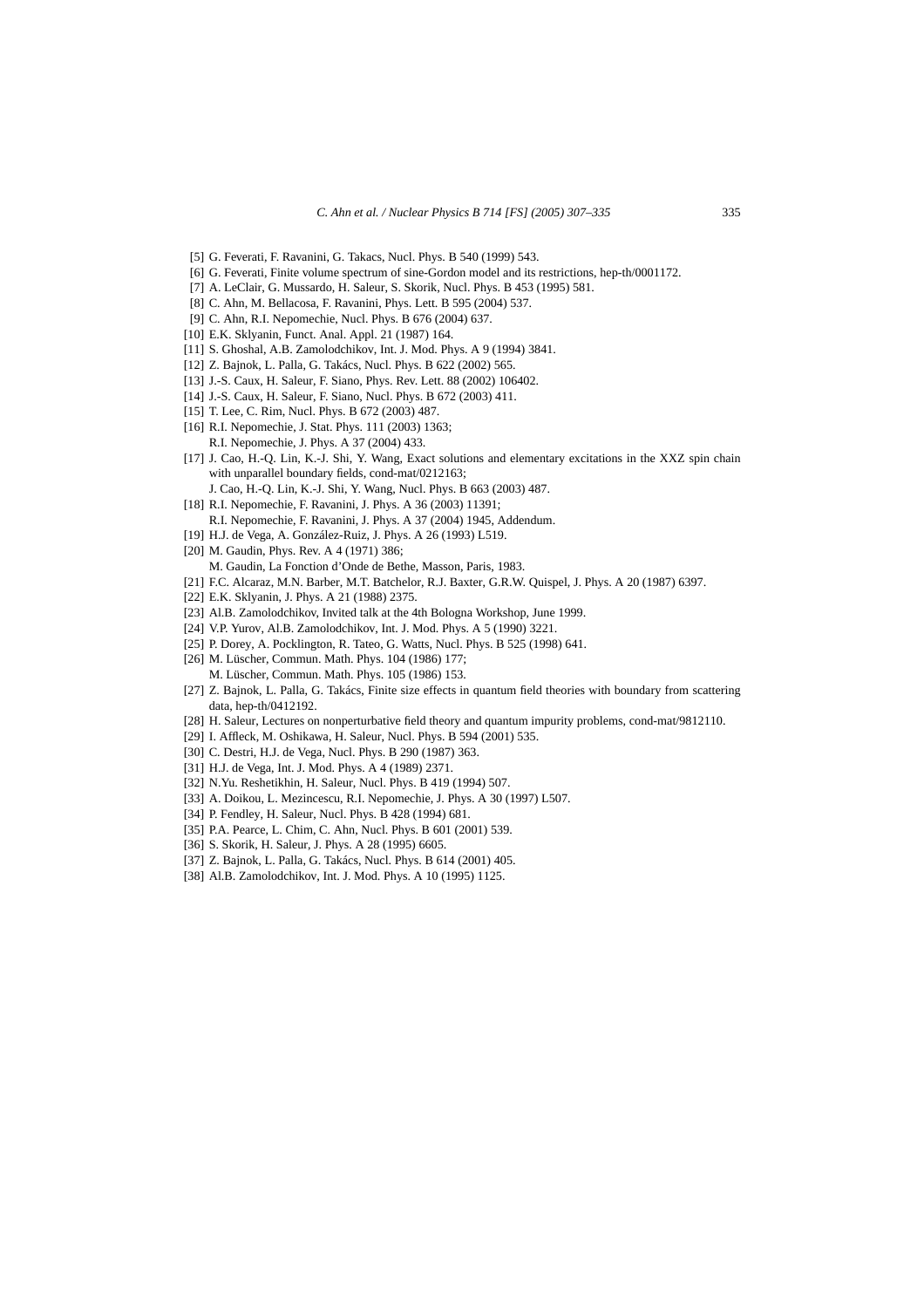[5] G. Feverati, F. Ravanini, G. Takacs, Nucl. Phys. B 540 (1999) 543.

[6] G. Feverati, Finite volume spectrum of sine-Gordon model and its restrictions, hep-th/0001172.

[7] A. LeClair, G. Mussardo, H. Saleur, S. Skorik, Nucl. Phys. B 453 (1995) 581.

[8] C. Ahn, M. Bellacosa, F. Ravanini, Phys. Lett. B 595 (2004) 537.

[9] C. Ahn, R.I. Nepomechie, Nucl. Phys. B 676 (2004) 637.

[10] E.K. Sklyanin, Funct. Anal. Appl. 21 (1987) 164.

[11] S. Ghoshal, A.B. Zamolodchikov, Int. J. Mod. Phys. A 9 (1994) 3841.

[12] Z. Bajnok, L. Palla, G. Takács, Nucl. Phys. B 622 (2002) 565.

[13] J.-S. Caux, H. Saleur, F. Siano, Phys. Rev. Lett. 88 (2002) 106402.

[14] J.-S. Caux, H. Saleur, F. Siano, Nucl. Phys. B 672 (2003) 411.

[15] T. Lee, C. Rim, Nucl. Phys. B 672 (2003) 487.

[16] R.I. Nepomechie, J. Stat. Phys. 111 (2003) 1363;
R.I. Nepomechie, J. Phys. A 37 (2004) 433.

[17] J. Cao, H.-Q. Lin, K.-J. Shi, Y. Wang, Exact solutions and elementary excitations in the XXZ spin chain with unparallel boundary fields, cond-mat/0212163;
J. Cao, H.-Q. Lin, K.-J. Shi, Y. Wang, Nucl. Phys. B 663 (2003) 487.

[18] R.I. Nepomechie, F. Ravanini, J. Phys. A 36 (2003) 11391;
R.I. Nepomechie, F. Ravanini, J. Phys. A 37 (2004) 1945, Addendum.

[19] H.J. de Vega, A. González-Ruiz, J. Phys. A 26 (1993) L519.

[20] M. Gaudin, Phys. Rev. A 4 (1971) 386;
M. Gaudin, La Fonction d'Onde de Bethe, Masson, Paris, 1983.

[21] F.C. Alcaraz, M.N. Barber, M.T. Batchelor, R.J. Baxter, G.R.W. Quispel, J. Phys. A 20 (1987) 6397.

[22] E.K. Sklyanin, J. Phys. A 21 (1988) 2375.

[23] Al.B. Zamolodchikov, Invited talk at the 4th Bologna Workshop, June 1999.

[24] V.P. Yurov, Al.B. Zamolodchikov, Int. J. Mod. Phys. A 5 (1990) 3221.

[25] P. Dorey, A. Pocklington, R. Tateo, G. Watts, Nucl. Phys. B 525 (1998) 641.

[26] M. Lüscher, Commun. Math. Phys. 104 (1986) 177;
M. Lüscher, Commun. Math. Phys. 105 (1986) 153.

[27] Z. Bajnok, L. Palla, G. Takács, Finite size effects in quantum field theories with boundary from scattering data, hep-th/0412192.

[28] H. Saleur, Lectures on nonperturbative field theory and quantum impurity problems, cond-mat/9812110.

[29] I. Affleck, M. Oshikawa, H. Saleur, Nucl. Phys. B 594 (2001) 535.

[30] C. Destri, H.J. de Vega, Nucl. Phys. B 290 (1987) 363.

[31] H.J. de Vega, Int. J. Mod. Phys. A 4 (1989) 2371.

[32] N.Yu. Reshetikhin, H. Saleur, Nucl. Phys. B 419 (1994) 507.

[33] A. Doikou, L. Mezincescu, R.I. Nepomechie, J. Phys. A 30 (1997) L507.

[34] P. Fendley, H. Saleur, Nucl. Phys. B 428 (1994) 681.

[35] P.A. Pearce, L. Chim, C. Ahn, Nucl. Phys. B 601 (2001) 539.

[36] S. Skorik, H. Saleur, J. Phys. A 28 (1995) 6605.

[37] Z. Bajnok, L. Palla, G. Takács, Nucl. Phys. B 614 (2001) 405.

[38] Al.B. Zamolodchikov, Int. J. Mod. Phys. A 10 (1995) 1125.